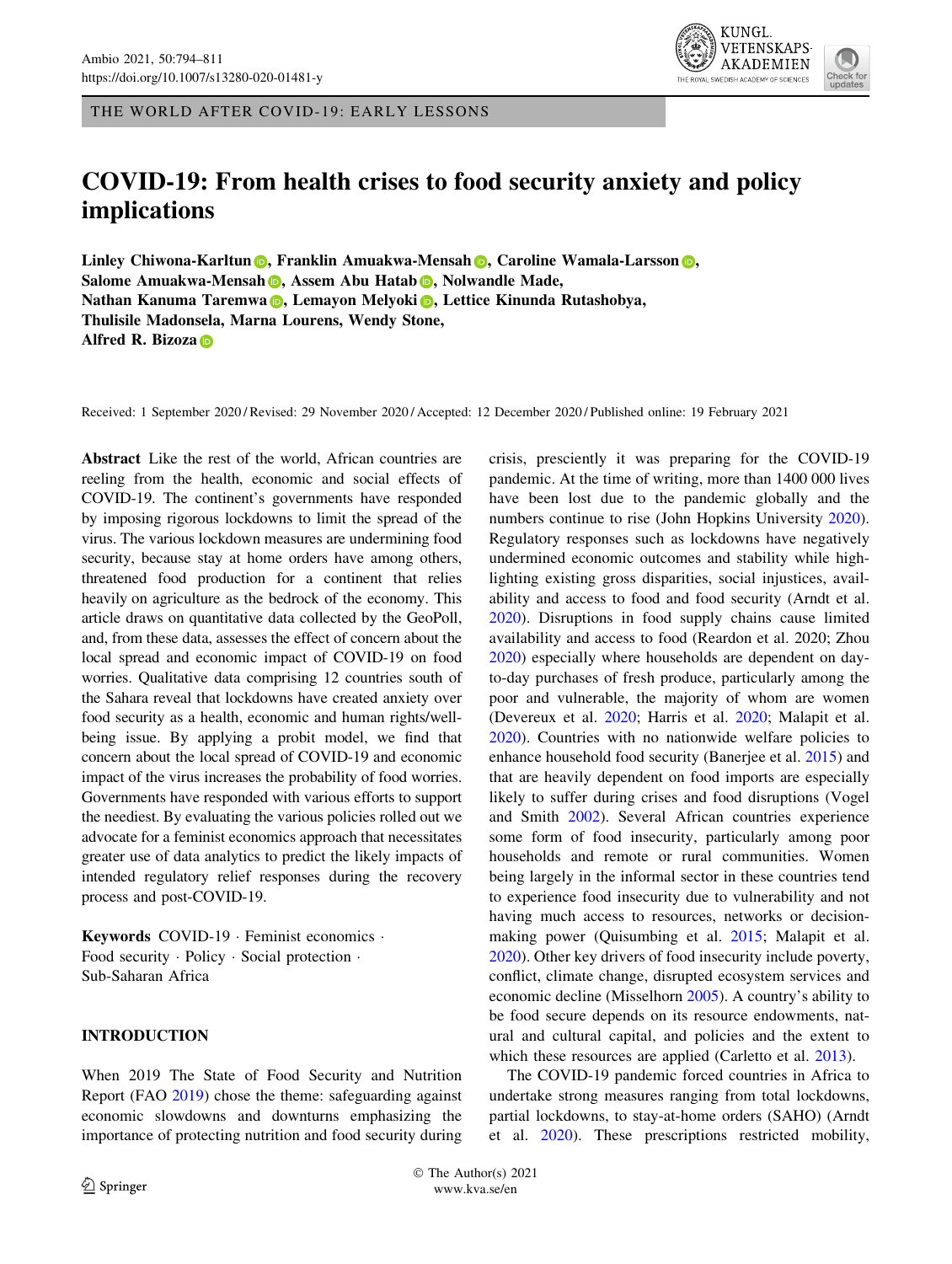THE WORLD AFTER COVID-19: EARLY LESSONS

# COVID-19: From health crises to food security anxiety and policy implications

**Linley Chiwona-Karltun, Franklin Amuakwa-Mensah, Caroline Wamala-Larsson, Salome Amuakwa-Mensah, Assem Abu Hatab, Nolwandle Made, Nathan Kanuma Taremwa, Lemayon Melyoki, Lettice Kinunda Rutashobya, Thulisile Madonsela, Marna Lourens, Wendy Stone, Alfred R. Bizoza**

Received: 1 September 2020 / Revised: 29 November 2020 / Accepted: 12 December 2020 / Published online: 19 February 2021

**Abstract** Like the rest of the world, African countries are reeling from the health, economic and social effects of COVID-19. The continent's governments have responded by imposing rigorous lockdowns to limit the spread of the virus. The various lockdown measures are undermining food security, because stay at home orders have among others, threatened food production for a continent that relies heavily on agriculture as the bedrock of the economy. This article draws on quantitative data collected by the GeoPoll, and, from these data, assesses the effect of concern about the local spread and economic impact of COVID-19 on food worries. Qualitative data comprising 12 countries south of the Sahara reveal that lockdowns have created anxiety over food security as a health, economic and human rights/well-being issue. By applying a probit model, we find that concern about the local spread of COVID-19 and economic impact of the virus increases the probability of food worries. Governments have responded with various efforts to support the neediest. By evaluating the various policies rolled out we advocate for a feminist economics approach that necessitates greater use of data analytics to predict the likely impacts of intended regulatory relief responses during the recovery process and post-COVID-19.

**Keywords** COVID-19 · Feminist economics · Food security · Policy · Social protection · Sub-Saharan Africa

## INTRODUCTION

When 2019 The State of Food Security and Nutrition Report (FAO 2019) chose the theme: safeguarding against economic slowdowns and downturns emphasizing the importance of protecting nutrition and food security during crisis, presciently it was preparing for the COVID-19 pandemic. At the time of writing, more than 1400 000 lives have been lost due to the pandemic globally and the numbers continue to rise (John Hopkins University 2020). Regulatory responses such as lockdowns have negatively undermined economic outcomes and stability while highlighting existing gross disparities, social injustices, availability and access to food and food security (Arndt et al. 2020). Disruptions in food supply chains cause limited availability and access to food (Reardon et al. 2020; Zhou 2020) especially where households are dependent on day-to-day purchases of fresh produce, particularly among the poor and vulnerable, the majority of whom are women (Devereux et al. 2020; Harris et al. 2020; Malapit et al. 2020). Countries with no nationwide welfare policies to enhance household food security (Banerjee et al. 2015) and that are heavily dependent on food imports are especially likely to suffer during crises and food disruptions (Vogel and Smith 2002). Several African countries experience some form of food insecurity, particularly among poor households and remote or rural communities. Women being largely in the informal sector in these countries tend to experience food insecurity due to vulnerability and not having much access to resources, networks or decision-making power (Quisumbing et al. 2015; Malapit et al. 2020). Other key drivers of food insecurity include poverty, conflict, climate change, disrupted ecosystem services and economic decline (Misselhorn 2005). A country's ability to be food secure depends on its resource endowments, natural and cultural capital, and policies and the extent to which these resources are applied (Carletto et al. 2013).

The COVID-19 pandemic forced countries in Africa to undertake strong measures ranging from total lockdowns, partial lockdowns, to stay-at-home orders (SAHO) (Arndt et al. 2020). These prescriptions restricted mobility,

© The Author(s) 2021
www.kva.se/en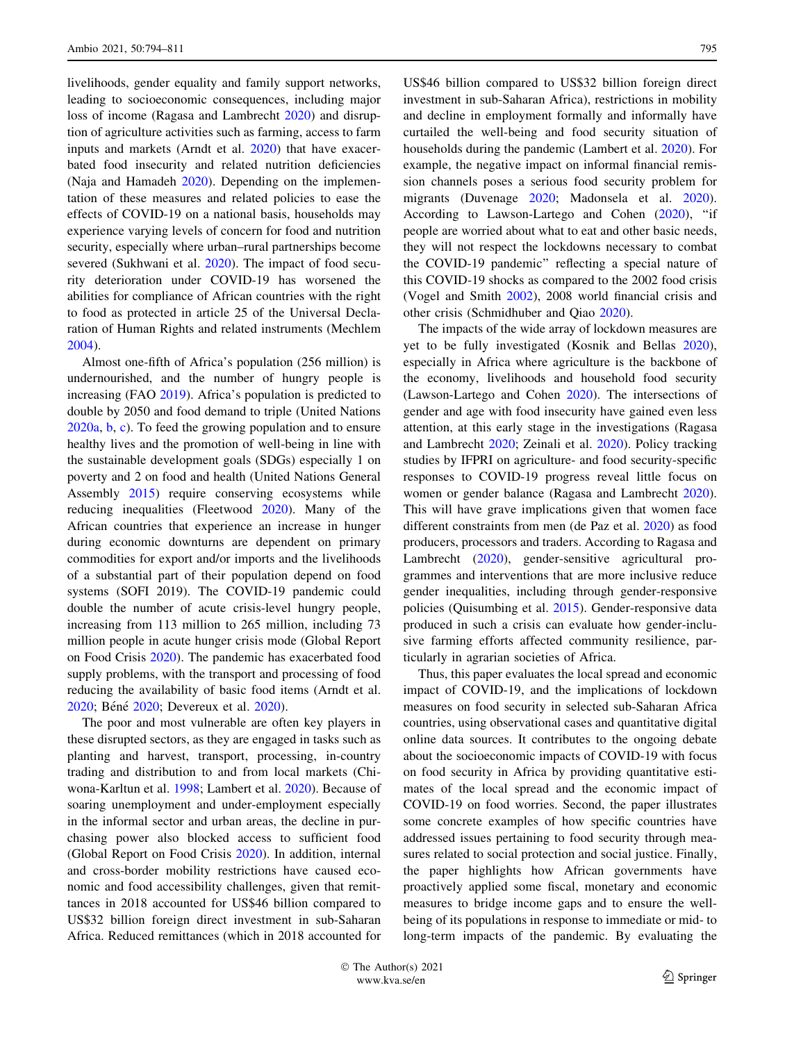livelihoods, gender equality and family support networks, leading to socioeconomic consequences, including major loss of income (Ragasa and Lambrecht 2020) and disruption of agriculture activities such as farming, access to farm inputs and markets (Arndt et al. 2020) that have exacerbated food insecurity and related nutrition deficiencies (Naja and Hamadeh 2020). Depending on the implementation of these measures and related policies to ease the effects of COVID-19 on a national basis, households may experience varying levels of concern for food and nutrition security, especially where urban–rural partnerships become severed (Sukhwani et al. 2020). The impact of food security deterioration under COVID-19 has worsened the abilities for compliance of African countries with the right to food as protected in article 25 of the Universal Declaration of Human Rights and related instruments (Mechlem 2004).

Almost one-fifth of Africa's population (256 million) is undernourished, and the number of hungry people is increasing (FAO 2019). Africa's population is predicted to double by 2050 and food demand to triple (United Nations 2020a, b, c). To feed the growing population and to ensure healthy lives and the promotion of well-being in line with the sustainable development goals (SDGs) especially 1 on poverty and 2 on food and health (United Nations General Assembly 2015) require conserving ecosystems while reducing inequalities (Fleetwood 2020). Many of the African countries that experience an increase in hunger during economic downturns are dependent on primary commodities for export and/or imports and the livelihoods of a substantial part of their population depend on food systems (SOFI 2019). The COVID-19 pandemic could double the number of acute crisis-level hungry people, increasing from 113 million to 265 million, including 73 million people in acute hunger crisis mode (Global Report on Food Crisis 2020). The pandemic has exacerbated food supply problems, with the transport and processing of food reducing the availability of basic food items (Arndt et al. 2020; Béné 2020; Devereux et al. 2020).

The poor and most vulnerable are often key players in these disrupted sectors, as they are engaged in tasks such as planting and harvest, transport, processing, in-country trading and distribution to and from local markets (Chiwona-Karltun et al. 1998; Lambert et al. 2020). Because of soaring unemployment and under-employment especially in the informal sector and urban areas, the decline in purchasing power also blocked access to sufficient food (Global Report on Food Crisis 2020). In addition, internal and cross-border mobility restrictions have caused economic and food accessibility challenges, given that remittances in 2018 accounted for US$46 billion compared to US$32 billion foreign direct investment in sub-Saharan Africa. Reduced remittances (which in 2018 accounted for US$46 billion compared to US$32 billion foreign direct investment in sub-Saharan Africa), restrictions in mobility and decline in employment formally and informally have curtailed the well-being and food security situation of households during the pandemic (Lambert et al. 2020). For example, the negative impact on informal financial remission channels poses a serious food security problem for migrants (Duvenage 2020; Madonsela et al. 2020). According to Lawson-Lartego and Cohen (2020), "if people are worried about what to eat and other basic needs, they will not respect the lockdowns necessary to combat the COVID-19 pandemic" reflecting a special nature of this COVID-19 shocks as compared to the 2002 food crisis (Vogel and Smith 2002), 2008 world financial crisis and other crisis (Schmidhuber and Qiao 2020).

The impacts of the wide array of lockdown measures are yet to be fully investigated (Kosnik and Bellas 2020), especially in Africa where agriculture is the backbone of the economy, livelihoods and household food security (Lawson-Lartego and Cohen 2020). The intersections of gender and age with food insecurity have gained even less attention, at this early stage in the investigations (Ragasa and Lambrecht 2020; Zeinali et al. 2020). Policy tracking studies by IFPRI on agriculture- and food security-specific responses to COVID-19 progress reveal little focus on women or gender balance (Ragasa and Lambrecht 2020). This will have grave implications given that women face different constraints from men (de Paz et al. 2020) as food producers, processors and traders. According to Ragasa and Lambrecht (2020), gender-sensitive agricultural programmes and interventions that are more inclusive reduce gender inequalities, including through gender-responsive policies (Quisumbing et al. 2015). Gender-responsive data produced in such a crisis can evaluate how gender-inclusive farming efforts affected community resilience, particularly in agrarian societies of Africa.

Thus, this paper evaluates the local spread and economic impact of COVID-19, and the implications of lockdown measures on food security in selected sub-Saharan Africa countries, using observational cases and quantitative digital online data sources. It contributes to the ongoing debate about the socioeconomic impacts of COVID-19 with focus on food security in Africa by providing quantitative estimates of the local spread and the economic impact of COVID-19 on food worries. Second, the paper illustrates some concrete examples of how specific countries have addressed issues pertaining to food security through measures related to social protection and social justice. Finally, the paper highlights how African governments have proactively applied some fiscal, monetary and economic measures to bridge income gaps and to ensure the well-being of its populations in response to immediate or mid- to long-term impacts of the pandemic. By evaluating the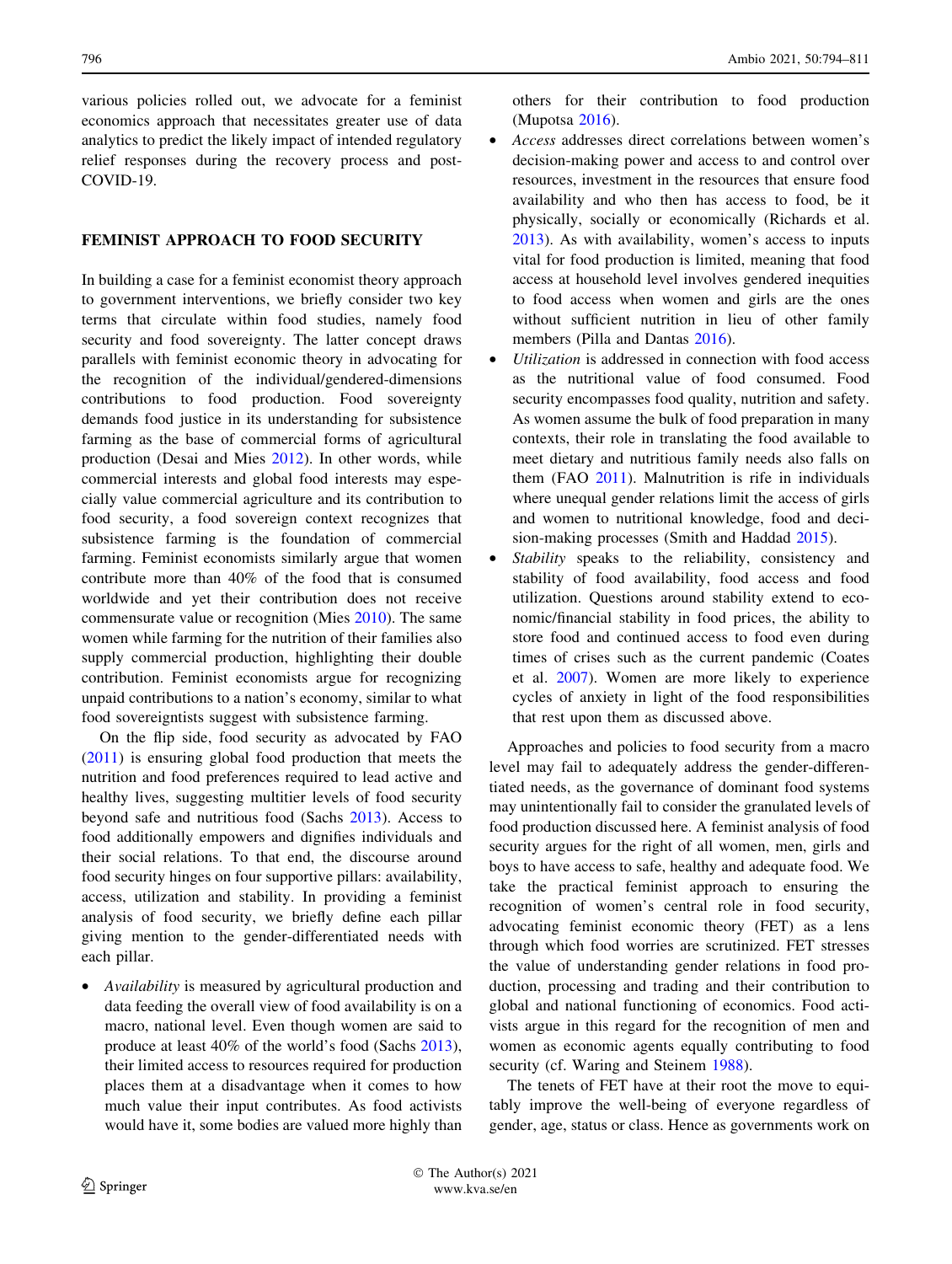various policies rolled out, we advocate for a feminist economics approach that necessitates greater use of data analytics to predict the likely impact of intended regulatory relief responses during the recovery process and post-COVID-19.

## FEMINIST APPROACH TO FOOD SECURITY

In building a case for a feminist economist theory approach to government interventions, we briefly consider two key terms that circulate within food studies, namely food security and food sovereignty. The latter concept draws parallels with feminist economic theory in advocating for the recognition of the individual/gendered-dimensions contributions to food production. Food sovereignty demands food justice in its understanding for subsistence farming as the base of commercial forms of agricultural production (Desai and Mies 2012). In other words, while commercial interests and global food interests may especially value commercial agriculture and its contribution to food security, a food sovereign context recognizes that subsistence farming is the foundation of commercial farming. Feminist economists similarly argue that women contribute more than 40% of the food that is consumed worldwide and yet their contribution does not receive commensurate value or recognition (Mies 2010). The same women while farming for the nutrition of their families also supply commercial production, highlighting their double contribution. Feminist economists argue for recognizing unpaid contributions to a nation's economy, similar to what food sovereigntists suggest with subsistence farming.

On the flip side, food security as advocated by FAO (2011) is ensuring global food production that meets the nutrition and food preferences required to lead active and healthy lives, suggesting multitier levels of food security beyond safe and nutritious food (Sachs 2013). Access to food additionally empowers and dignifies individuals and their social relations. To that end, the discourse around food security hinges on four supportive pillars: availability, access, utilization and stability. In providing a feminist analysis of food security, we briefly define each pillar giving mention to the gender-differentiated needs with each pillar.

- *Availability* is measured by agricultural production and data feeding the overall view of food availability is on a macro, national level. Even though women are said to produce at least 40% of the world's food (Sachs 2013), their limited access to resources required for production places them at a disadvantage when it comes to how much value their input contributes. As food activists would have it, some bodies are valued more highly than others for their contribution to food production (Mupotsa 2016).
- *Access* addresses direct correlations between women's decision-making power and access to and control over resources, investment in the resources that ensure food availability and who then has access to food, be it physically, socially or economically (Richards et al. 2013). As with availability, women's access to inputs vital for food production is limited, meaning that food access at household level involves gendered inequities to food access when women and girls are the ones without sufficient nutrition in lieu of other family members (Pilla and Dantas 2016).
- *Utilization* is addressed in connection with food access as the nutritional value of food consumed. Food security encompasses food quality, nutrition and safety. As women assume the bulk of food preparation in many contexts, their role in translating the food available to meet dietary and nutritious family needs also falls on them (FAO 2011). Malnutrition is rife in individuals where unequal gender relations limit the access of girls and women to nutritional knowledge, food and decision-making processes (Smith and Haddad 2015).
- *Stability* speaks to the reliability, consistency and stability of food availability, food access and food utilization. Questions around stability extend to economic/financial stability in food prices, the ability to store food and continued access to food even during times of crises such as the current pandemic (Coates et al. 2007). Women are more likely to experience cycles of anxiety in light of the food responsibilities that rest upon them as discussed above.

Approaches and policies to food security from a macro level may fail to adequately address the gender-differentiated needs, as the governance of dominant food systems may unintentionally fail to consider the granulated levels of food production discussed here. A feminist analysis of food security argues for the right of all women, men, girls and boys to have access to safe, healthy and adequate food. We take the practical feminist approach to ensuring the recognition of women's central role in food security, advocating feminist economic theory (FET) as a lens through which food worries are scrutinized. FET stresses the value of understanding gender relations in food production, processing and trading and their contribution to global and national functioning of economics. Food activists argue in this regard for the recognition of men and women as economic agents equally contributing to food security (cf. Waring and Steinem 1988).

The tenets of FET have at their root the move to equitably improve the well-being of everyone regardless of gender, age, status or class. Hence as governments work on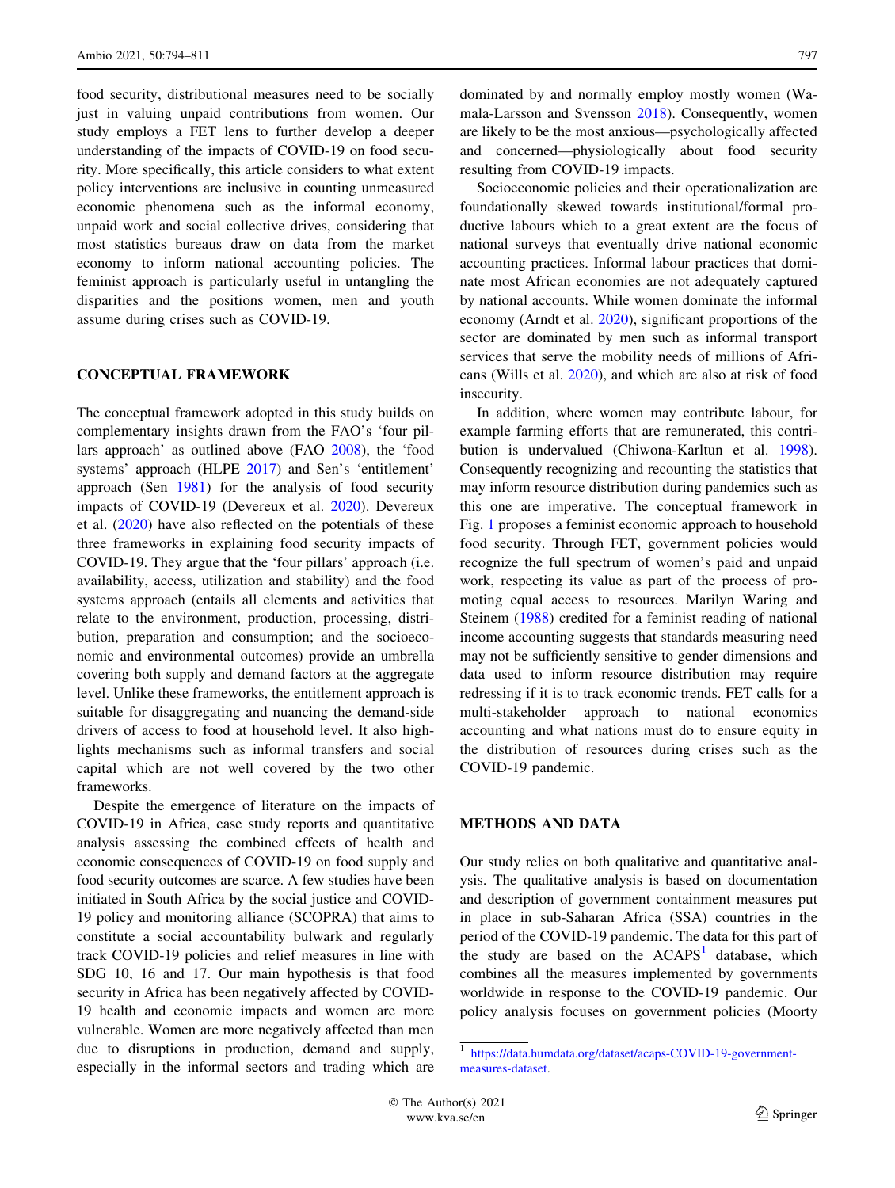food security, distributional measures need to be socially just in valuing unpaid contributions from women. Our study employs a FET lens to further develop a deeper understanding of the impacts of COVID-19 on food security. More specifically, this article considers to what extent policy interventions are inclusive in counting unmeasured economic phenomena such as the informal economy, unpaid work and social collective drives, considering that most statistics bureaus draw on data from the market economy to inform national accounting policies. The feminist approach is particularly useful in untangling the disparities and the positions women, men and youth assume during crises such as COVID-19.

## CONCEPTUAL FRAMEWORK

The conceptual framework adopted in this study builds on complementary insights drawn from the FAO's 'four pillars approach' as outlined above (FAO 2008), the 'food systems' approach (HLPE 2017) and Sen's 'entitlement' approach (Sen 1981) for the analysis of food security impacts of COVID-19 (Devereux et al. 2020). Devereux et al. (2020) have also reflected on the potentials of these three frameworks in explaining food security impacts of COVID-19. They argue that the 'four pillars' approach (i.e. availability, access, utilization and stability) and the food systems approach (entails all elements and activities that relate to the environment, production, processing, distribution, preparation and consumption; and the socioeconomic and environmental outcomes) provide an umbrella covering both supply and demand factors at the aggregate level. Unlike these frameworks, the entitlement approach is suitable for disaggregating and nuancing the demand-side drivers of access to food at household level. It also highlights mechanisms such as informal transfers and social capital which are not well covered by the two other frameworks.

Despite the emergence of literature on the impacts of COVID-19 in Africa, case study reports and quantitative analysis assessing the combined effects of health and economic consequences of COVID-19 on food supply and food security outcomes are scarce. A few studies have been initiated in South Africa by the social justice and COVID-19 policy and monitoring alliance (SCOPRA) that aims to constitute a social accountability bulwark and regularly track COVID-19 policies and relief measures in line with SDG 10, 16 and 17. Our main hypothesis is that food security in Africa has been negatively affected by COVID-19 health and economic impacts and women are more vulnerable. Women are more negatively affected than men due to disruptions in production, demand and supply, especially in the informal sectors and trading which are dominated by and normally employ mostly women (Wamala-Larsson and Svensson 2018). Consequently, women are likely to be the most anxious—psychologically affected and concerned—physiologically about food security resulting from COVID-19 impacts.

Socioeconomic policies and their operationalization are foundationally skewed towards institutional/formal productive labours which to a great extent are the focus of national surveys that eventually drive national economic accounting practices. Informal labour practices that dominate most African economies are not adequately captured by national accounts. While women dominate the informal economy (Arndt et al. 2020), significant proportions of the sector are dominated by men such as informal transport services that serve the mobility needs of millions of Africans (Wills et al. 2020), and which are also at risk of food insecurity.

In addition, where women may contribute labour, for example farming efforts that are remunerated, this contribution is undervalued (Chiwona-Karltun et al. 1998). Consequently recognizing and recounting the statistics that may inform resource distribution during pandemics such as this one are imperative. The conceptual framework in Fig. 1 proposes a feminist economic approach to household food security. Through FET, government policies would recognize the full spectrum of women's paid and unpaid work, respecting its value as part of the process of promoting equal access to resources. Marilyn Waring and Steinem (1988) credited for a feminist reading of national income accounting suggests that standards measuring need may not be sufficiently sensitive to gender dimensions and data used to inform resource distribution may require redressing if it is to track economic trends. FET calls for a multi-stakeholder approach to national economics accounting and what nations must do to ensure equity in the distribution of resources during crises such as the COVID-19 pandemic.

## METHODS AND DATA

Our study relies on both qualitative and quantitative analysis. The qualitative analysis is based on documentation and description of government containment measures put in place in sub-Saharan Africa (SSA) countries in the period of the COVID-19 pandemic. The data for this part of the study are based on the ACAPS[1] database, which combines all the measures implemented by governments worldwide in response to the COVID-19 pandemic. Our policy analysis focuses on government policies (Moorty

[1] https://data.humdata.org/dataset/acaps-COVID-19-government-measures-dataset.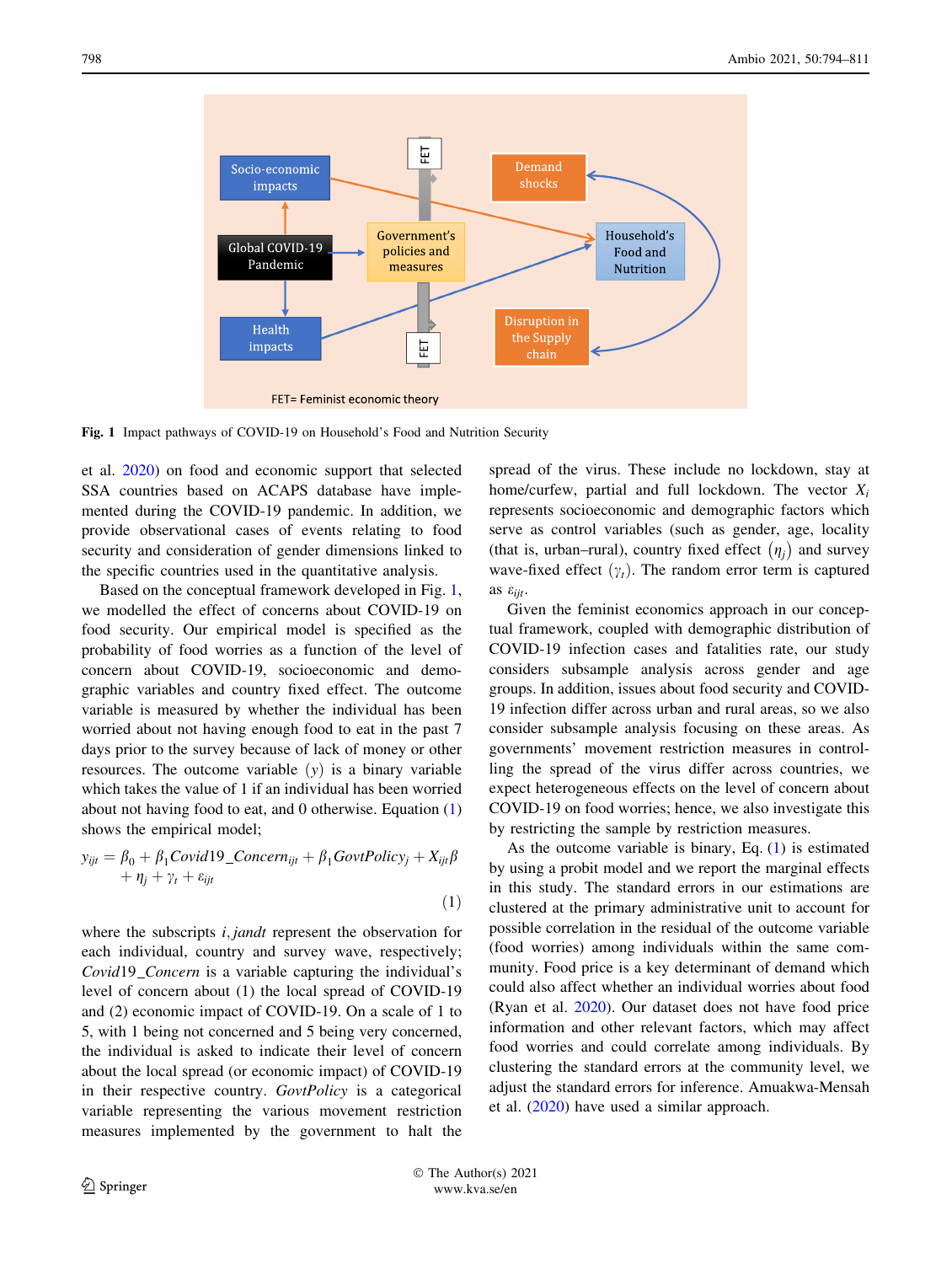Fig. 1 Impact pathways of COVID-19 on Household's Food and Nutrition Security

et al. 2020) on food and economic support that selected SSA countries based on ACAPS database have implemented during the COVID-19 pandemic. In addition, we provide observational cases of events relating to food security and consideration of gender dimensions linked to the specific countries used in the quantitative analysis.

Based on the conceptual framework developed in Fig. 1, we modelled the effect of concerns about COVID-19 on food security. Our empirical model is specified as the probability of food worries as a function of the level of concern about COVID-19, socioeconomic and demographic variables and country fixed effect. The outcome variable is measured by whether the individual has been worried about not having enough food to eat in the past 7 days prior to the survey because of lack of money or other resources. The outcome variable ($y$) is a binary variable which takes the value of 1 if an individual has been worried about not having food to eat, and 0 otherwise. Equation (1) shows the empirical model;

$$y_{ijt} = \beta_0 + \beta_1 Covid19\_Concern_{ijt} + \beta_1 GovtPolicy_j + X_{ijt}\beta + \eta_j + \gamma_t + \varepsilon_{ijt} \tag{1}$$

where the subscripts $i, j and t$ represent the observation for each individual, country and survey wave, respectively; $Covid19\_Concern$ is a variable capturing the individual's level of concern about (1) the local spread of COVID-19 and (2) economic impact of COVID-19. On a scale of 1 to 5, with 1 being not concerned and 5 being very concerned, the individual is asked to indicate their level of concern about the local spread (or economic impact) of COVID-19 in their respective country. $GovtPolicy$ is a categorical variable representing the various movement restriction measures implemented by the government to halt the spread of the virus. These include no lockdown, stay at home/curfew, partial and full lockdown. The vector $X_i$ represents socioeconomic and demographic factors which serve as control variables (such as gender, age, locality (that is, urban–rural), country fixed effect $(\eta_j)$ and survey wave-fixed effect $(\gamma_t)$. The random error term is captured as $\varepsilon_{ijt}$.

Given the feminist economics approach in our conceptual framework, coupled with demographic distribution of COVID-19 infection cases and fatalities rate, our study considers subsample analysis across gender and age groups. In addition, issues about food security and COVID-19 infection differ across urban and rural areas, so we also consider subsample analysis focusing on these areas. As governments' movement restriction measures in controlling the spread of the virus differ across countries, we expect heterogeneous effects on the level of concern about COVID-19 on food worries; hence, we also investigate this by restricting the sample by restriction measures.

As the outcome variable is binary, Eq. (1) is estimated by using a probit model and we report the marginal effects in this study. The standard errors in our estimations are clustered at the primary administrative unit to account for possible correlation in the residual of the outcome variable (food worries) among individuals within the same community. Food price is a key determinant of demand which could also affect whether an individual worries about food (Ryan et al. 2020). Our dataset does not have food price information and other relevant factors, which may affect food worries and could correlate among individuals. By clustering the standard errors at the community level, we adjust the standard errors for inference. Amuakwa-Mensah et al. (2020) have used a similar approach.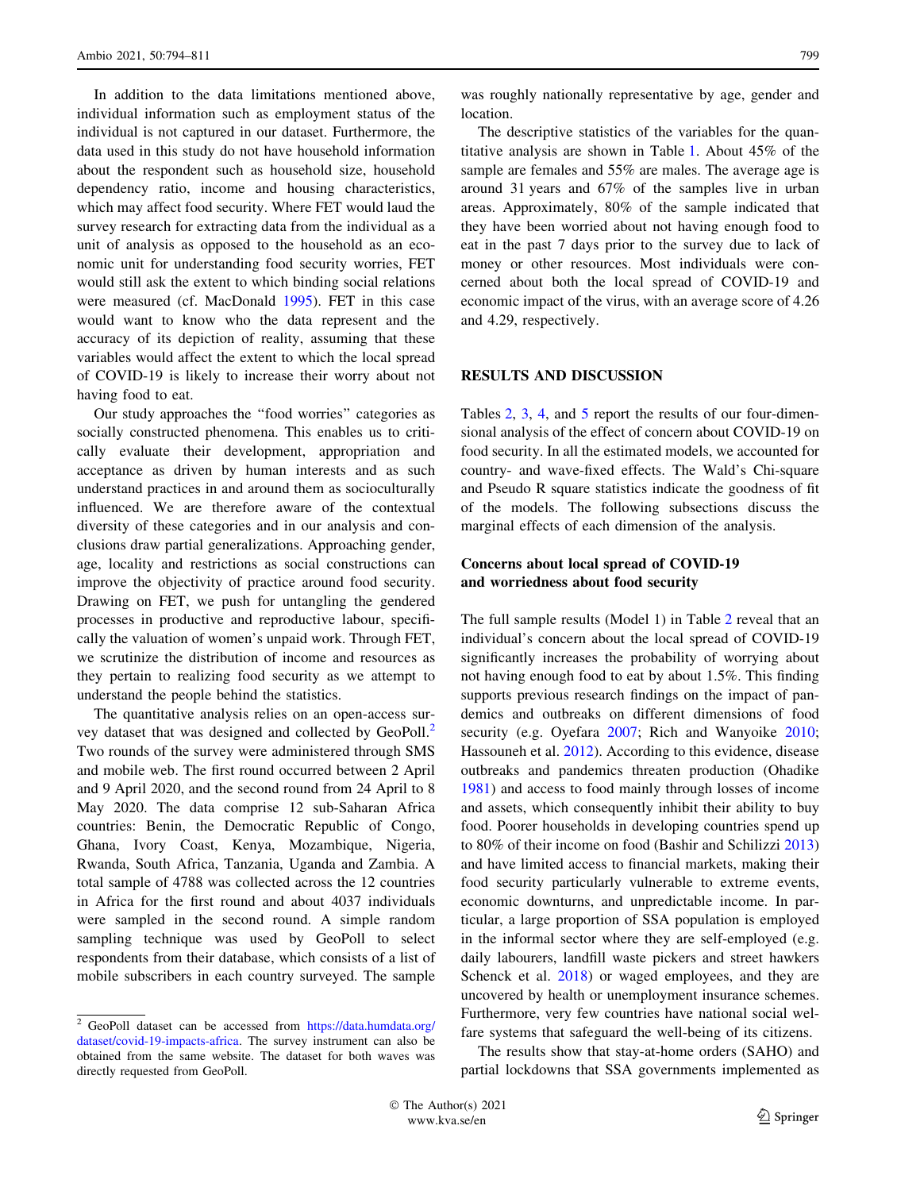In addition to the data limitations mentioned above, individual information such as employment status of the individual is not captured in our dataset. Furthermore, the data used in this study do not have household information about the respondent such as household size, household dependency ratio, income and housing characteristics, which may affect food security. Where FET would laud the survey research for extracting data from the individual as a unit of analysis as opposed to the household as an economic unit for understanding food security worries, FET would still ask the extent to which binding social relations were measured (cf. MacDonald 1995). FET in this case would want to know who the data represent and the accuracy of its depiction of reality, assuming that these variables would affect the extent to which the local spread of COVID-19 is likely to increase their worry about not having food to eat.

Our study approaches the "food worries" categories as socially constructed phenomena. This enables us to critically evaluate their development, appropriation and acceptance as driven by human interests and as such understand practices in and around them as socioculturally influenced. We are therefore aware of the contextual diversity of these categories and in our analysis and conclusions draw partial generalizations. Approaching gender, age, locality and restrictions as social constructions can improve the objectivity of practice around food security. Drawing on FET, we push for untangling the gendered processes in productive and reproductive labour, specifically the valuation of women's unpaid work. Through FET, we scrutinize the distribution of income and resources as they pertain to realizing food security as we attempt to understand the people behind the statistics.

The quantitative analysis relies on an open-access survey dataset that was designed and collected by GeoPoll.[2] Two rounds of the survey were administered through SMS and mobile web. The first round occurred between 2 April and 9 April 2020, and the second round from 24 April to 8 May 2020. The data comprise 12 sub-Saharan Africa countries: Benin, the Democratic Republic of Congo, Ghana, Ivory Coast, Kenya, Mozambique, Nigeria, Rwanda, South Africa, Tanzania, Uganda and Zambia. A total sample of 4788 was collected across the 12 countries in Africa for the first round and about 4037 individuals were sampled in the second round. A simple random sampling technique was used by GeoPoll to select respondents from their database, which consists of a list of mobile subscribers in each country surveyed. The sample was roughly nationally representative by age, gender and location.

The descriptive statistics of the variables for the quantitative analysis are shown in Table 1. About 45% of the sample are females and 55% are males. The average age is around 31 years and 67% of the samples live in urban areas. Approximately, 80% of the sample indicated that they have been worried about not having enough food to eat in the past 7 days prior to the survey due to lack of money or other resources. Most individuals were concerned about both the local spread of COVID-19 and economic impact of the virus, with an average score of 4.26 and 4.29, respectively.

## RESULTS AND DISCUSSION

Tables 2, 3, 4, and 5 report the results of our four-dimensional analysis of the effect of concern about COVID-19 on food security. In all the estimated models, we accounted for country- and wave-fixed effects. The Wald's Chi-square and Pseudo R square statistics indicate the goodness of fit of the models. The following subsections discuss the marginal effects of each dimension of the analysis.

### Concerns about local spread of COVID-19 and worriedness about food security

The full sample results (Model 1) in Table 2 reveal that an individual's concern about the local spread of COVID-19 significantly increases the probability of worrying about not having enough food to eat by about 1.5%. This finding supports previous research findings on the impact of pandemics and outbreaks on different dimensions of food security (e.g. Oyefara 2007; Rich and Wanyoike 2010; Hassouneh et al. 2012). According to this evidence, disease outbreaks and pandemics threaten production (Ohadike 1981) and access to food mainly through losses of income and assets, which consequently inhibit their ability to buy food. Poorer households in developing countries spend up to 80% of their income on food (Bashir and Schilizzi 2013) and have limited access to financial markets, making their food security particularly vulnerable to extreme events, economic downturns, and unpredictable income. In particular, a large proportion of SSA population is employed in the informal sector where they are self-employed (e.g. daily labourers, landfill waste pickers and street hawkers Schenck et al. 2018) or waged employees, and they are uncovered by health or unemployment insurance schemes. Furthermore, very few countries have national social welfare systems that safeguard the well-being of its citizens.

The results show that stay-at-home orders (SAHO) and partial lockdowns that SSA governments implemented as

[2] GeoPoll dataset can be accessed from https://data.humdata.org/dataset/covid-19-impacts-africa. The survey instrument can also be obtained from the same website. The dataset for both waves was directly requested from GeoPoll.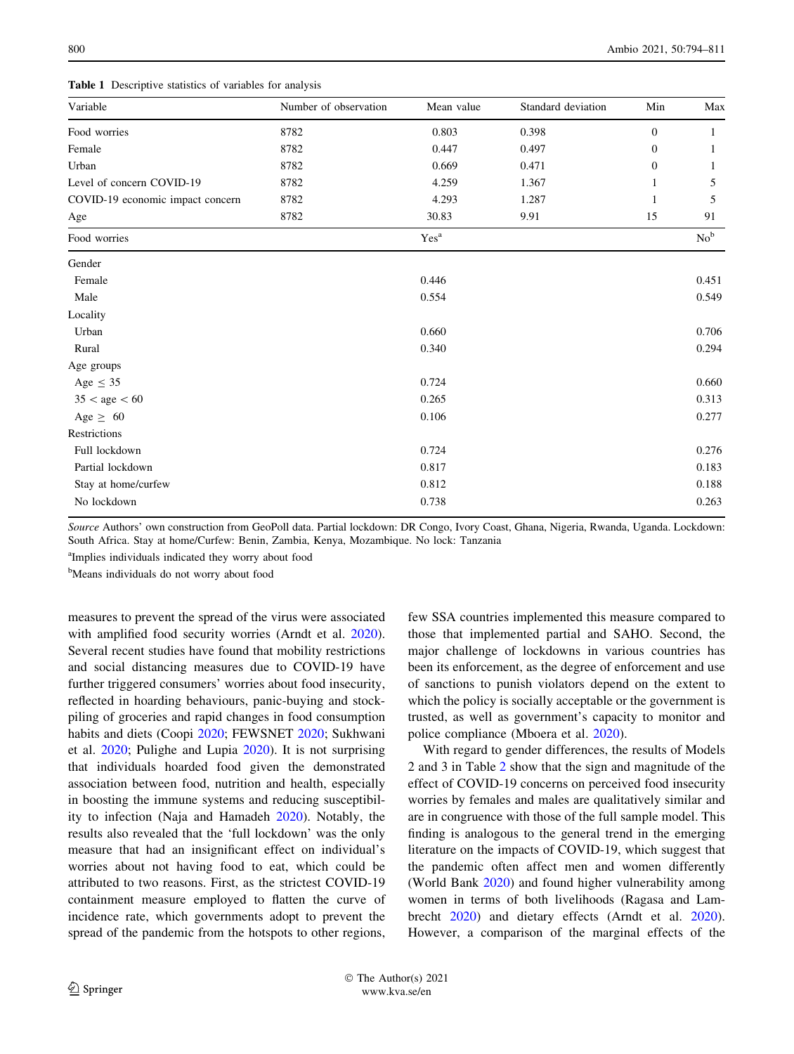**Table 1** Descriptive statistics of variables for analysis

| Variable | Number of observation | Mean value | Standard deviation | Min | Max |
|---|---|---|---|---|---|
| Food worries | 8782 | 0.803 | 0.398 | 0 | 1 |
| Female | 8782 | 0.447 | 0.497 | 0 | 1 |
| Urban | 8782 | 0.669 | 0.471 | 0 | 1 |
| Level of concern COVID-19 | 8782 | 4.259 | 1.367 | 1 | 5 |
| COVID-19 economic impact concern | 8782 | 4.293 | 1.287 | 1 | 5 |
| Age | 8782 | 30.83 | 9.91 | 15 | 91 |
| Food worries | | Yes[a] | | | No[b] |
| Gender | | | | | |
| Female | | 0.446 | | | 0.451 |
| Male | | 0.554 | | | 0.549 |
| Locality | | | | | |
| Urban | | 0.660 | | | 0.706 |
| Rural | | 0.340 | | | 0.294 |
| Age groups | | | | | |
| Age ≤ 35 | | 0.724 | | | 0.660 |
| 35 < age < 60 | | 0.265 | | | 0.313 |
| Age ≥ 60 | | 0.106 | | | 0.277 |
| Restrictions | | | | | |
| Full lockdown | | 0.724 | | | 0.276 |
| Partial lockdown | | 0.817 | | | 0.183 |
| Stay at home/curfew | | 0.812 | | | 0.188 |
| No lockdown | | 0.738 | | | 0.263 |

*Source* Authors' own construction from GeoPoll data. Partial lockdown: DR Congo, Ivory Coast, Ghana, Nigeria, Rwanda, Uganda. Lockdown: South Africa. Stay at home/Curfew: Benin, Zambia, Kenya, Mozambique. No lock: Tanzania

[a]Implies individuals indicated they worry about food

[b]Means individuals do not worry about food

measures to prevent the spread of the virus were associated with amplified food security worries (Arndt et al. 2020). Several recent studies have found that mobility restrictions and social distancing measures due to COVID-19 have further triggered consumers' worries about food insecurity, reflected in hoarding behaviours, panic-buying and stockpiling of groceries and rapid changes in food consumption habits and diets (Coopi 2020; FEWSNET 2020; Sukhwani et al. 2020; Pulighe and Lupia 2020). It is not surprising that individuals hoarded food given the demonstrated association between food, nutrition and health, especially in boosting the immune systems and reducing susceptibility to infection (Naja and Hamadeh 2020). Notably, the results also revealed that the 'full lockdown' was the only measure that had an insignificant effect on individual's worries about not having food to eat, which could be attributed to two reasons. First, as the strictest COVID-19 containment measure employed to flatten the curve of incidence rate, which governments adopt to prevent the spread of the pandemic from the hotspots to other regions, few SSA countries implemented this measure compared to those that implemented partial and SAHO. Second, the major challenge of lockdowns in various countries has been its enforcement, as the degree of enforcement and use of sanctions to punish violators depend on the extent to which the policy is socially acceptable or the government is trusted, as well as government's capacity to monitor and police compliance (Mboera et al. 2020).

With regard to gender differences, the results of Models 2 and 3 in Table 2 show that the sign and magnitude of the effect of COVID-19 concerns on perceived food insecurity worries by females and males are qualitatively similar and are in congruence with those of the full sample model. This finding is analogous to the general trend in the emerging literature on the impacts of COVID-19, which suggest that the pandemic often affect men and women differently (World Bank 2020) and found higher vulnerability among women in terms of both livelihoods (Ragasa and Lambrecht 2020) and dietary effects (Arndt et al. 2020). However, a comparison of the marginal effects of the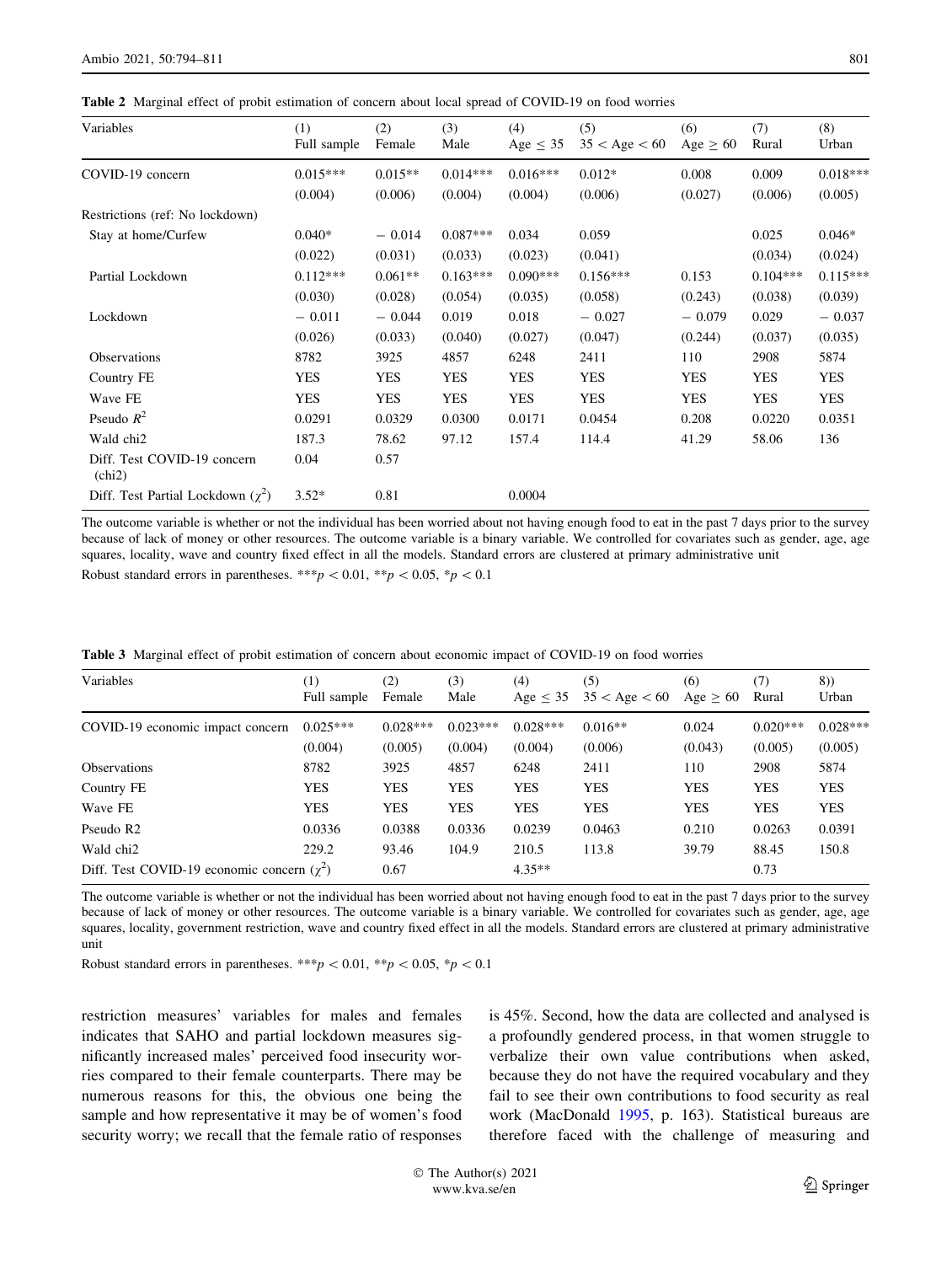**Table 2** Marginal effect of probit estimation of concern about local spread of COVID-19 on food worries

| Variables | (1) Full sample | (2) Female | (3) Male | (4) Age ≤ 35 | (5) 35 < Age < 60 | (6) Age ≥ 60 | (7) Rural | (8) Urban |
|---|---|---|---|---|---|---|---|---|
| COVID-19 concern | 0.015*** | 0.015** | 0.014*** | 0.016*** | 0.012* | 0.008 | 0.009 | 0.018*** |
| | (0.004) | (0.006) | (0.004) | (0.004) | (0.006) | (0.027) | (0.006) | (0.005) |
| Restrictions (ref: No lockdown) | | | | | | | | |
| Stay at home/Curfew | 0.040* | − 0.014 | 0.087*** | 0.034 | 0.059 | | 0.025 | 0.046* |
| | (0.022) | (0.031) | (0.033) | (0.023) | (0.041) | | (0.034) | (0.024) |
| Partial Lockdown | 0.112*** | 0.061** | 0.163*** | 0.090*** | 0.156*** | 0.153 | 0.104*** | 0.115*** |
| | (0.030) | (0.028) | (0.054) | (0.035) | (0.058) | (0.243) | (0.038) | (0.039) |
| Lockdown | − 0.011 | − 0.044 | 0.019 | 0.018 | − 0.027 | − 0.079 | 0.029 | − 0.037 |
| | (0.026) | (0.033) | (0.040) | (0.027) | (0.047) | (0.244) | (0.037) | (0.035) |
| Observations | 8782 | 3925 | 4857 | 6248 | 2411 | 110 | 2908 | 5874 |
| Country FE | YES | YES | YES | YES | YES | YES | YES | YES |
| Wave FE | YES | YES | YES | YES | YES | YES | YES | YES |
| Pseudo $R^2$ | 0.0291 | 0.0329 | 0.0300 | 0.0171 | 0.0454 | 0.208 | 0.0220 | 0.0351 |
| Wald chi2 | 187.3 | 78.62 | 97.12 | 157.4 | 114.4 | 41.29 | 58.06 | 136 |
| Diff. Test COVID-19 concern (chi2) | 0.04 | 0.57 | | | | | | |
| Diff. Test Partial Lockdown ($\chi^2$) | 3.52* | 0.81 | | 0.0004 | | | | |

The outcome variable is whether or not the individual has been worried about not having enough food to eat in the past 7 days prior to the survey because of lack of money or other resources. The outcome variable is a binary variable. We controlled for covariates such as gender, age, age squares, locality, wave and country fixed effect in all the models. Standard errors are clustered at primary administrative unit

Robust standard errors in parentheses. ***$p < 0.01$, **$p < 0.05$, *$p < 0.1$

**Table 3** Marginal effect of probit estimation of concern about economic impact of COVID-19 on food worries

| Variables | (1) Full sample | (2) Female | (3) Male | (4) Age ≤ 35 | (5) 35 < Age < 60 | (6) Age ≥ 60 | (7) Rural | 8)) Urban |
|---|---|---|---|---|---|---|---|---|
| COVID-19 economic impact concern | 0.025*** | 0.028*** | 0.023*** | 0.028*** | 0.016** | 0.024 | 0.020*** | 0.028*** |
| | (0.004) | (0.005) | (0.004) | (0.004) | (0.006) | (0.043) | (0.005) | (0.005) |
| Observations | 8782 | 3925 | 4857 | 6248 | 2411 | 110 | 2908 | 5874 |
| Country FE | YES | YES | YES | YES | YES | YES | YES | YES |
| Wave FE | YES | YES | YES | YES | YES | YES | YES | YES |
| Pseudo R2 | 0.0336 | 0.0388 | 0.0336 | 0.0239 | 0.0463 | 0.210 | 0.0263 | 0.0391 |
| Wald chi2 | 229.2 | 93.46 | 104.9 | 210.5 | 113.8 | 39.79 | 88.45 | 150.8 |
| Diff. Test COVID-19 economic concern ($\chi^2$) | | 0.67 | | 4.35** | | | 0.73 | |

The outcome variable is whether or not the individual has been worried about not having enough food to eat in the past 7 days prior to the survey because of lack of money or other resources. The outcome variable is a binary variable. We controlled for covariates such as gender, age, age squares, locality, government restriction, wave and country fixed effect in all the models. Standard errors are clustered at primary administrative unit

Robust standard errors in parentheses. ***$p < 0.01$, **$p < 0.05$, *$p < 0.1$

restriction measures' variables for males and females indicates that SAHO and partial lockdown measures significantly increased males' perceived food insecurity worries compared to their female counterparts. There may be numerous reasons for this, the obvious one being the sample and how representative it may be of women's food security worry; we recall that the female ratio of responses is 45%. Second, how the data are collected and analysed is a profoundly gendered process, in that women struggle to verbalize their own value contributions when asked, because they do not have the required vocabulary and they fail to see their own contributions to food security as real work (MacDonald 1995, p. 163). Statistical bureaus are therefore faced with the challenge of measuring and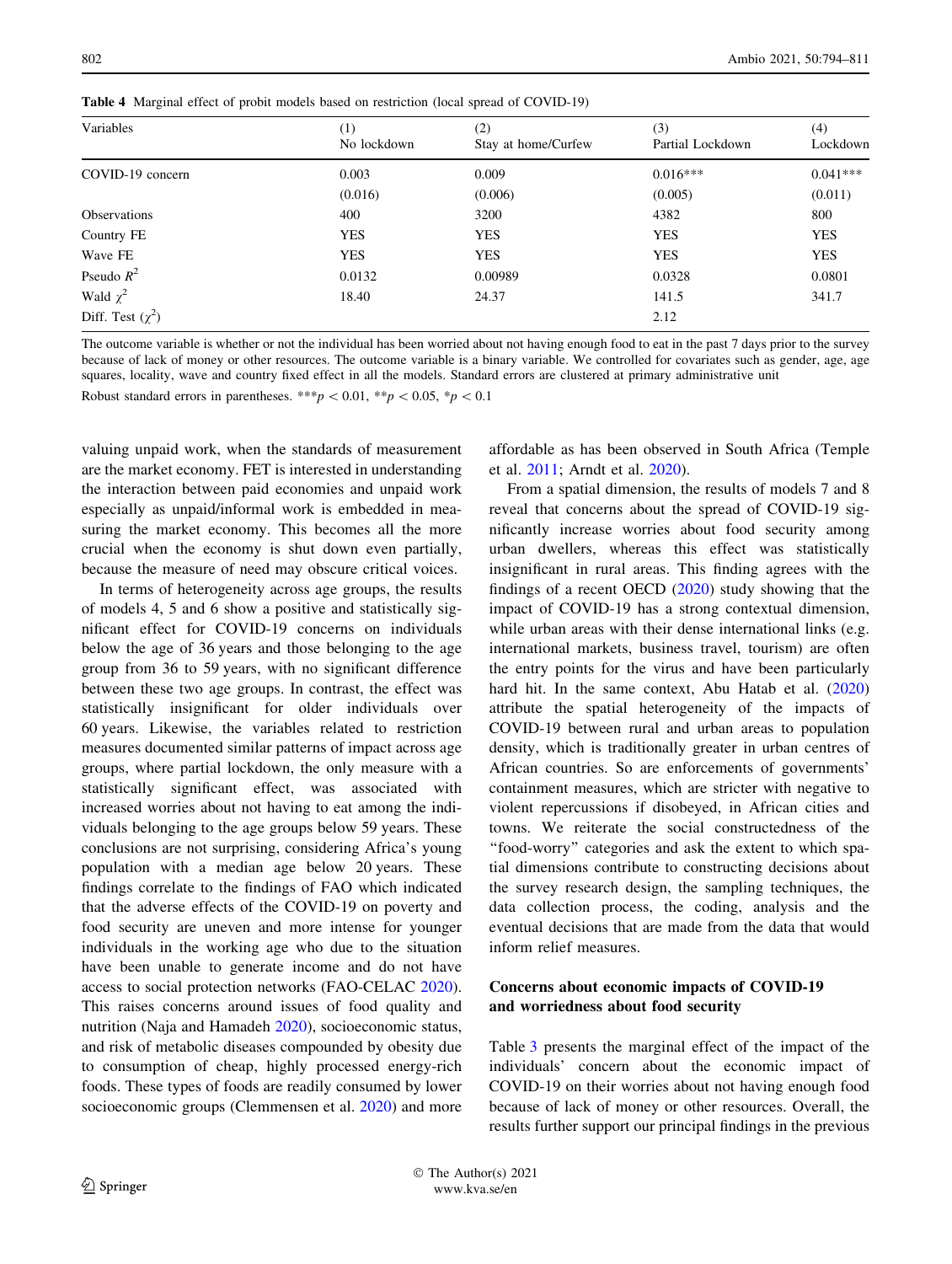**Table 4** Marginal effect of probit models based on restriction (local spread of COVID-19)

| Variables | (1) No lockdown | (2) Stay at home/Curfew | (3) Partial Lockdown | (4) Lockdown |
|---|---|---|---|---|
| COVID-19 concern | 0.003 | 0.009 | 0.016*** | 0.041*** |
| | (0.016) | (0.006) | (0.005) | (0.011) |
| Observations | 400 | 3200 | 4382 | 800 |
| Country FE | YES | YES | YES | YES |
| Wave FE | YES | YES | YES | YES |
| Pseudo $R^2$ | 0.0132 | 0.00989 | 0.0328 | 0.0801 |
| Wald $\chi^2$ | 18.40 | 24.37 | 141.5 | 341.7 |
| Diff. Test ($\chi^2$) | | | 2.12 | |

The outcome variable is whether or not the individual has been worried about not having enough food to eat in the past 7 days prior to the survey because of lack of money or other resources. The outcome variable is a binary variable. We controlled for covariates such as gender, age, age squares, locality, wave and country fixed effect in all the models. Standard errors are clustered at primary administrative unit

Robust standard errors in parentheses. ***$p < 0.01$, **$p < 0.05$, *$p < 0.1$

valuing unpaid work, when the standards of measurement are the market economy. FET is interested in understanding the interaction between paid economies and unpaid work especially as unpaid/informal work is embedded in measuring the market economy. This becomes all the more crucial when the economy is shut down even partially, because the measure of need may obscure critical voices.

In terms of heterogeneity across age groups, the results of models 4, 5 and 6 show a positive and statistically significant effect for COVID-19 concerns on individuals below the age of 36 years and those belonging to the age group from 36 to 59 years, with no significant difference between these two age groups. In contrast, the effect was statistically insignificant for older individuals over 60 years. Likewise, the variables related to restriction measures documented similar patterns of impact across age groups, where partial lockdown, the only measure with a statistically significant effect, was associated with increased worries about not having to eat among the individuals belonging to the age groups below 59 years. These conclusions are not surprising, considering Africa's young population with a median age below 20 years. These findings correlate to the findings of FAO which indicated that the adverse effects of the COVID-19 on poverty and food security are uneven and more intense for younger individuals in the working age who due to the situation have been unable to generate income and do not have access to social protection networks (FAO-CELAC 2020). This raises concerns around issues of food quality and nutrition (Naja and Hamadeh 2020), socioeconomic status, and risk of metabolic diseases compounded by obesity due to consumption of cheap, highly processed energy-rich foods. These types of foods are readily consumed by lower socioeconomic groups (Clemmensen et al. 2020) and more affordable as has been observed in South Africa (Temple et al. 2011; Arndt et al. 2020).

From a spatial dimension, the results of models 7 and 8 reveal that concerns about the spread of COVID-19 significantly increase worries about food security among urban dwellers, whereas this effect was statistically insignificant in rural areas. This finding agrees with the findings of a recent OECD (2020) study showing that the impact of COVID-19 has a strong contextual dimension, while urban areas with their dense international links (e.g. international markets, business travel, tourism) are often the entry points for the virus and have been particularly hard hit. In the same context, Abu Hatab et al. (2020) attribute the spatial heterogeneity of the impacts of COVID-19 between rural and urban areas to population density, which is traditionally greater in urban centres of African countries. So are enforcements of governments' containment measures, which are stricter with negative to violent repercussions if disobeyed, in African cities and towns. We reiterate the social constructedness of the "food-worry" categories and ask the extent to which spatial dimensions contribute to constructing decisions about the survey research design, the sampling techniques, the data collection process, the coding, analysis and the eventual decisions that are made from the data that would inform relief measures.

### Concerns about economic impacts of COVID-19 and worriedness about food security

Table 3 presents the marginal effect of the impact of the individuals' concern about the economic impact of COVID-19 on their worries about not having enough food because of lack of money or other resources. Overall, the results further support our principal findings in the previous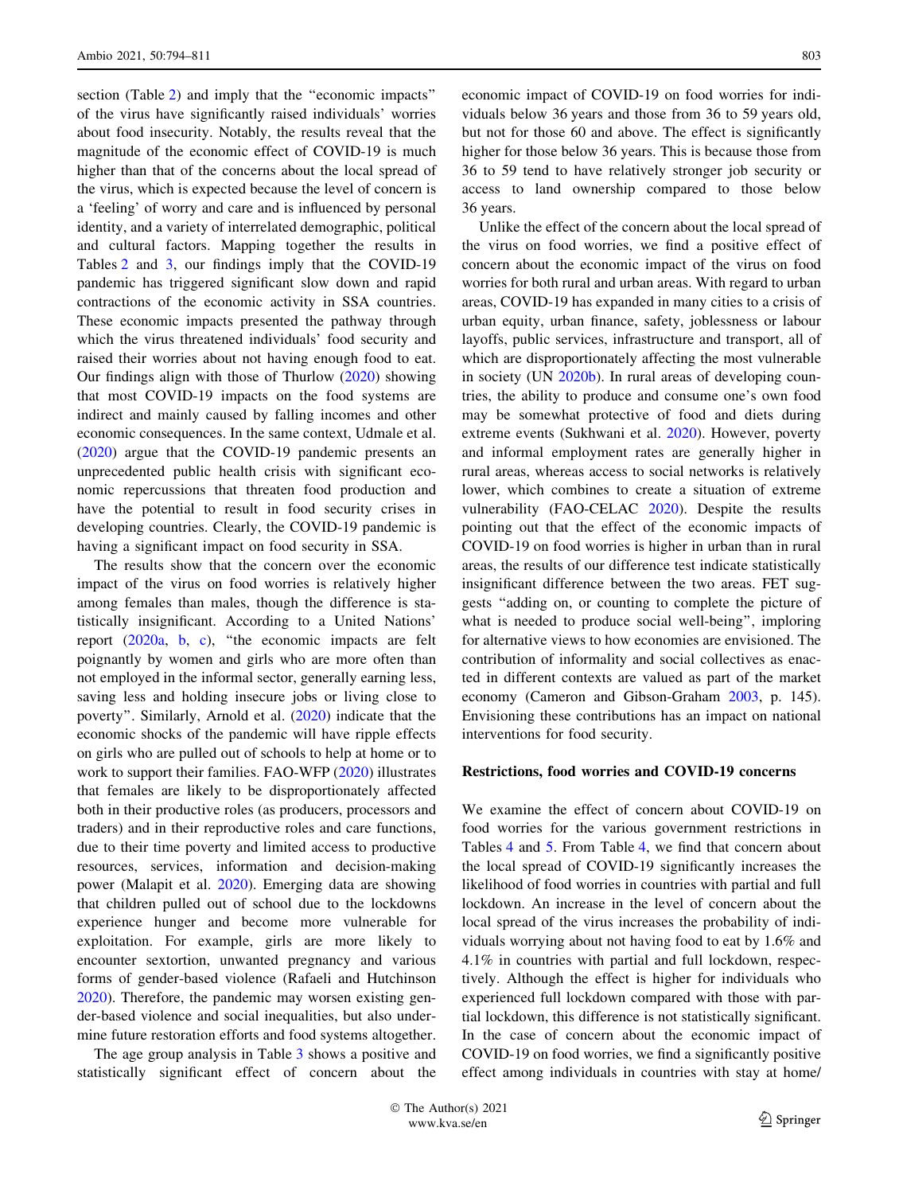section (Table 2) and imply that the "economic impacts" of the virus have significantly raised individuals' worries about food insecurity. Notably, the results reveal that the magnitude of the economic effect of COVID-19 is much higher than that of the concerns about the local spread of the virus, which is expected because the level of concern is a 'feeling' of worry and care and is influenced by personal identity, and a variety of interrelated demographic, political and cultural factors. Mapping together the results in Tables 2 and 3, our findings imply that the COVID-19 pandemic has triggered significant slow down and rapid contractions of the economic activity in SSA countries. These economic impacts presented the pathway through which the virus threatened individuals' food security and raised their worries about not having enough food to eat. Our findings align with those of Thurlow (2020) showing that most COVID-19 impacts on the food systems are indirect and mainly caused by falling incomes and other economic consequences. In the same context, Udmale et al. (2020) argue that the COVID-19 pandemic presents an unprecedented public health crisis with significant economic repercussions that threaten food production and have the potential to result in food security crises in developing countries. Clearly, the COVID-19 pandemic is having a significant impact on food security in SSA.

The results show that the concern over the economic impact of the virus on food worries is relatively higher among females than males, though the difference is statistically insignificant. According to a United Nations' report (2020a, b, c), "the economic impacts are felt poignantly by women and girls who are more often than not employed in the informal sector, generally earning less, saving less and holding insecure jobs or living close to poverty". Similarly, Arnold et al. (2020) indicate that the economic shocks of the pandemic will have ripple effects on girls who are pulled out of schools to help at home or to work to support their families. FAO-WFP (2020) illustrates that females are likely to be disproportionately affected both in their productive roles (as producers, processors and traders) and in their reproductive roles and care functions, due to their time poverty and limited access to productive resources, services, information and decision-making power (Malapit et al. 2020). Emerging data are showing that children pulled out of school due to the lockdowns experience hunger and become more vulnerable for exploitation. For example, girls are more likely to encounter sextortion, unwanted pregnancy and various forms of gender-based violence (Rafaeli and Hutchinson 2020). Therefore, the pandemic may worsen existing gender-based violence and social inequalities, but also undermine future restoration efforts and food systems altogether.

The age group analysis in Table 3 shows a positive and statistically significant effect of concern about the economic impact of COVID-19 on food worries for individuals below 36 years and those from 36 to 59 years old, but not for those 60 and above. The effect is significantly higher for those below 36 years. This is because those from 36 to 59 tend to have relatively stronger job security or access to land ownership compared to those below 36 years.

Unlike the effect of the concern about the local spread of the virus on food worries, we find a positive effect of concern about the economic impact of the virus on food worries for both rural and urban areas. With regard to urban areas, COVID-19 has expanded in many cities to a crisis of urban equity, urban finance, safety, joblessness or labour layoffs, public services, infrastructure and transport, all of which are disproportionately affecting the most vulnerable in society (UN 2020b). In rural areas of developing countries, the ability to produce and consume one's own food may be somewhat protective of food and diets during extreme events (Sukhwani et al. 2020). However, poverty and informal employment rates are generally higher in rural areas, whereas access to social networks is relatively lower, which combines to create a situation of extreme vulnerability (FAO-CELAC 2020). Despite the results pointing out that the effect of the economic impacts of COVID-19 on food worries is higher in urban than in rural areas, the results of our difference test indicate statistically insignificant difference between the two areas. FET suggests "adding on, or counting to complete the picture of what is needed to produce social well-being", imploring for alternative views to how economies are envisioned. The contribution of informality and social collectives as enacted in different contexts are valued as part of the market economy (Cameron and Gibson-Graham 2003, p. 145). Envisioning these contributions has an impact on national interventions for food security.

### Restrictions, food worries and COVID-19 concerns

We examine the effect of concern about COVID-19 on food worries for the various government restrictions in Tables 4 and 5. From Table 4, we find that concern about the local spread of COVID-19 significantly increases the likelihood of food worries in countries with partial and full lockdown. An increase in the level of concern about the local spread of the virus increases the probability of individuals worrying about not having food to eat by 1.6% and 4.1% in countries with partial and full lockdown, respectively. Although the effect is higher for individuals who experienced full lockdown compared with those with partial lockdown, this difference is not statistically significant. In the case of concern about the economic impact of COVID-19 on food worries, we find a significantly positive effect among individuals in countries with stay at home/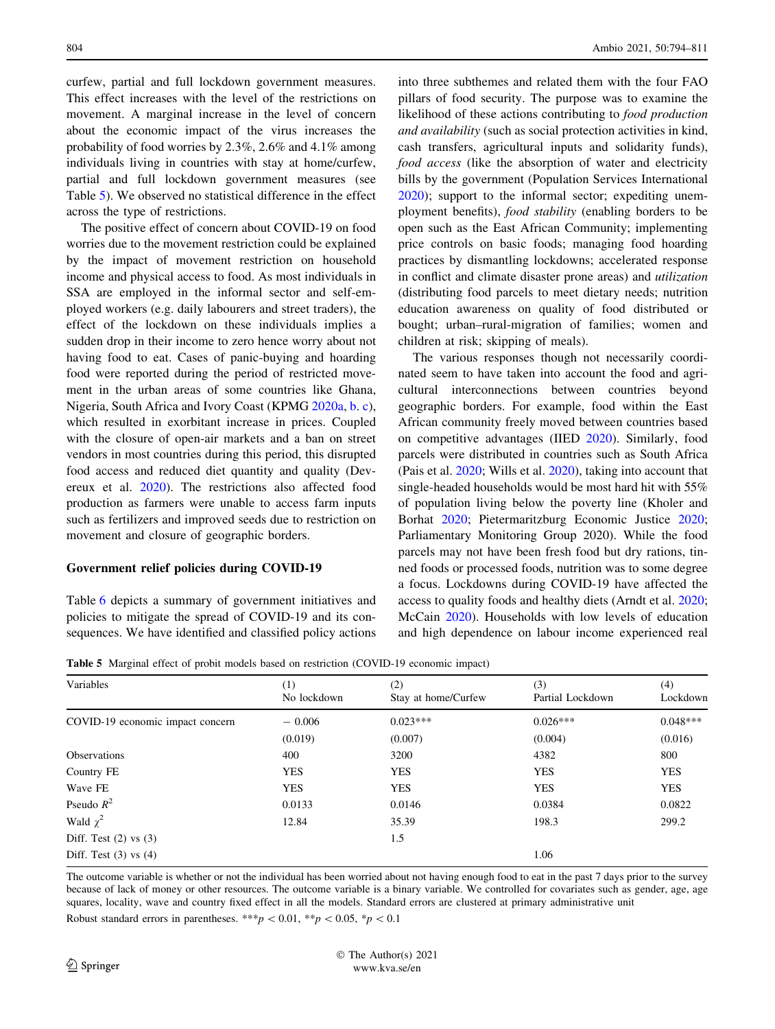curfew, partial and full lockdown government measures. This effect increases with the level of the restrictions on movement. A marginal increase in the level of concern about the economic impact of the virus increases the probability of food worries by 2.3%, 2.6% and 4.1% among individuals living in countries with stay at home/curfew, partial and full lockdown government measures (see Table 5). We observed no statistical difference in the effect across the type of restrictions.

The positive effect of concern about COVID-19 on food worries due to the movement restriction could be explained by the impact of movement restriction on household income and physical access to food. As most individuals in SSA are employed in the informal sector and self-employed workers (e.g. daily labourers and street traders), the effect of the lockdown on these individuals implies a sudden drop in their income to zero hence worry about not having food to eat. Cases of panic-buying and hoarding food were reported during the period of restricted movement in the urban areas of some countries like Ghana, Nigeria, South Africa and Ivory Coast (KPMG 2020a, b. c), which resulted in exorbitant increase in prices. Coupled with the closure of open-air markets and a ban on street vendors in most countries during this period, this disrupted food access and reduced diet quantity and quality (Devereux et al. 2020). The restrictions also affected food production as farmers were unable to access farm inputs such as fertilizers and improved seeds due to restriction on movement and closure of geographic borders.

## Government relief policies during COVID-19

Table 6 depicts a summary of government initiatives and policies to mitigate the spread of COVID-19 and its consequences. We have identified and classified policy actions into three subthemes and related them with the four FAO pillars of food security. The purpose was to examine the likelihood of these actions contributing to *food production and availability* (such as social protection activities in kind, cash transfers, agricultural inputs and solidarity funds), *food access* (like the absorption of water and electricity bills by the government (Population Services International 2020); support to the informal sector; expediting unemployment benefits), *food stability* (enabling borders to be open such as the East African Community; implementing price controls on basic foods; managing food hoarding practices by dismantling lockdowns; accelerated response in conflict and climate disaster prone areas) and *utilization* (distributing food parcels to meet dietary needs; nutrition education awareness on quality of food distributed or bought; urban–rural-migration of families; women and children at risk; skipping of meals).

The various responses though not necessarily coordinated seem to have taken into account the food and agricultural interconnections between countries beyond geographic borders. For example, food within the East African community freely moved between countries based on competitive advantages (IIED 2020). Similarly, food parcels were distributed in countries such as South Africa (Pais et al. 2020; Wills et al. 2020), taking into account that single-headed households would be most hard hit with 55% of population living below the poverty line (Kholer and Borhat 2020; Pietermaritzburg Economic Justice 2020; Parliamentary Monitoring Group 2020). While the food parcels may not have been fresh food but dry rations, tinned foods or processed foods, nutrition was to some degree a focus. Lockdowns during COVID-19 have affected the access to quality foods and healthy diets (Arndt et al. 2020; McCain 2020). Households with low levels of education and high dependence on labour income experienced real

**Table 5** Marginal effect of probit models based on restriction (COVID-19 economic impact)

| Variables | (1) No lockdown | (2) Stay at home/Curfew | (3) Partial Lockdown | (4) Lockdown |
|---|---|---|---|---|
| COVID-19 economic impact concern | − 0.006 | 0.023*** | 0.026*** | 0.048*** |
| | (0.019) | (0.007) | (0.004) | (0.016) |
| Observations | 400 | 3200 | 4382 | 800 |
| Country FE | YES | YES | YES | YES |
| Wave FE | YES | YES | YES | YES |
| Pseudo $R^2$ | 0.0133 | 0.0146 | 0.0384 | 0.0822 |
| Wald $\chi^2$ | 12.84 | 35.39 | 198.3 | 299.2 |
| Diff. Test (2) vs (3) | | 1.5 | | |
| Diff. Test (3) vs (4) | | | 1.06 | |

The outcome variable is whether or not the individual has been worried about not having enough food to eat in the past 7 days prior to the survey because of lack of money or other resources. The outcome variable is a binary variable. We controlled for covariates such as gender, age, age squares, locality, wave and country fixed effect in all the models. Standard errors are clustered at primary administrative unit

Robust standard errors in parentheses. ***$p < 0.01$, **$p < 0.05$, *$p < 0.1$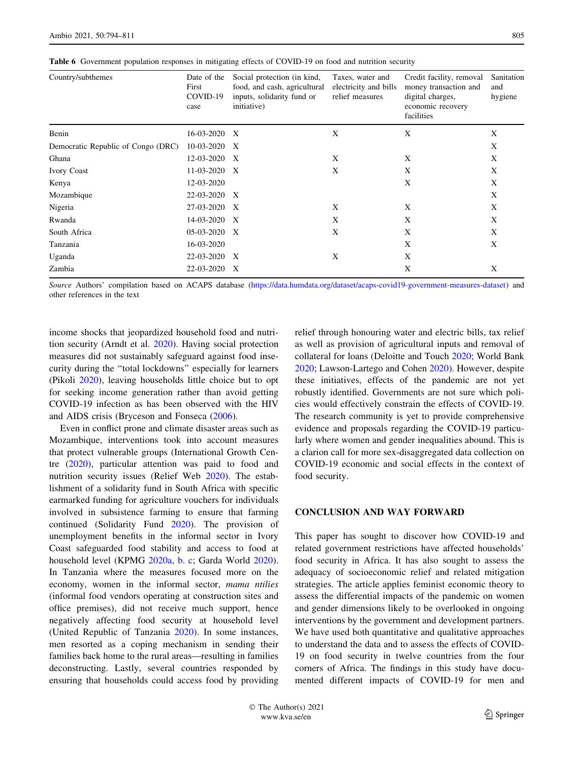**Table 6** Government population responses in mitigating effects of COVID-19 on food and nutrition security

| Country/subthemes | Date of the First COVID-19 case | Social protection (in kind, food, and cash, agricultural inputs, solidarity fund or initiative) | Taxes, water and electricity and bills relief measures | Credit facility, removal money transaction and digital charges, economic recovery facilities | Sanitation and hygiene |
|---|---|---|---|---|---|
| Benin | 16-03-2020 | X | X | X | X |
| Democratic Republic of Congo (DRC) | 10-03-2020 | X | | | X |
| Ghana | 12-03-2020 | X | X | X | X |
| Ivory Coast | 11-03-2020 | X | X | X | X |
| Kenya | 12-03-2020 | | | X | X |
| Mozambique | 22-03-2020 | X | | | X |
| Nigeria | 27-03-2020 | X | X | X | X |
| Rwanda | 14-03-2020 | X | X | X | X |
| South Africa | 05-03-2020 | X | X | X | X |
| Tanzania | 16-03-2020 | | | X | X |
| Uganda | 22-03-2020 | X | X | X | |
| Zambia | 22-03-2020 | X | | X | X |

*Source* Authors' compilation based on ACAPS database (https://data.humdata.org/dataset/acaps-covid19-government-measures-dataset) and other references in the text

income shocks that jeopardized household food and nutrition security (Arndt et al. 2020). Having social protection measures did not sustainably safeguard against food insecurity during the "total lockdowns" especially for learners (Pikoli 2020), leaving households little choice but to opt for seeking income generation rather than avoid getting COVID-19 infection as has been observed with the HIV and AIDS crisis (Bryceson and Fonseca (2006).

Even in conflict prone and climate disaster areas such as Mozambique, interventions took into account measures that protect vulnerable groups (International Growth Centre (2020), particular attention was paid to food and nutrition security issues (Relief Web 2020). The establishment of a solidarity fund in South Africa with specific earmarked funding for agriculture vouchers for individuals involved in subsistence farming to ensure that farming continued (Solidarity Fund 2020). The provision of unemployment benefits in the informal sector in Ivory Coast safeguarded food stability and access to food at household level (KPMG 2020a, b. c; Garda World 2020). In Tanzania where the measures focused more on the economy, women in the informal sector, *mama ntilies* (informal food vendors operating at construction sites and office premises), did not receive much support, hence negatively affecting food security at household level (United Republic of Tanzania 2020). In some instances, men resorted as a coping mechanism in sending their families back home to the rural areas—resulting in families deconstructing. Lastly, several countries responded by ensuring that households could access food by providing relief through honouring water and electric bills, tax relief as well as provision of agricultural inputs and removal of collateral for loans (Deloitte and Touch 2020; World Bank 2020; Lawson-Lartego and Cohen 2020). However, despite these initiatives, effects of the pandemic are not yet robustly identified. Governments are not sure which policies would effectively constrain the effects of COVID-19. The research community is yet to provide comprehensive evidence and proposals regarding the COVID-19 particularly where women and gender inequalities abound. This is a clarion call for more sex-disaggregated data collection on COVID-19 economic and social effects in the context of food security.

## CONCLUSION AND WAY FORWARD

This paper has sought to discover how COVID-19 and related government restrictions have affected households' food security in Africa. It has also sought to assess the adequacy of socioeconomic relief and related mitigation strategies. The article applies feminist economic theory to assess the differential impacts of the pandemic on women and gender dimensions likely to be overlooked in ongoing interventions by the government and development partners. We have used both quantitative and qualitative approaches to understand the data and to assess the effects of COVID-19 on food security in twelve countries from the four corners of Africa. The findings in this study have documented different impacts of COVID-19 for men and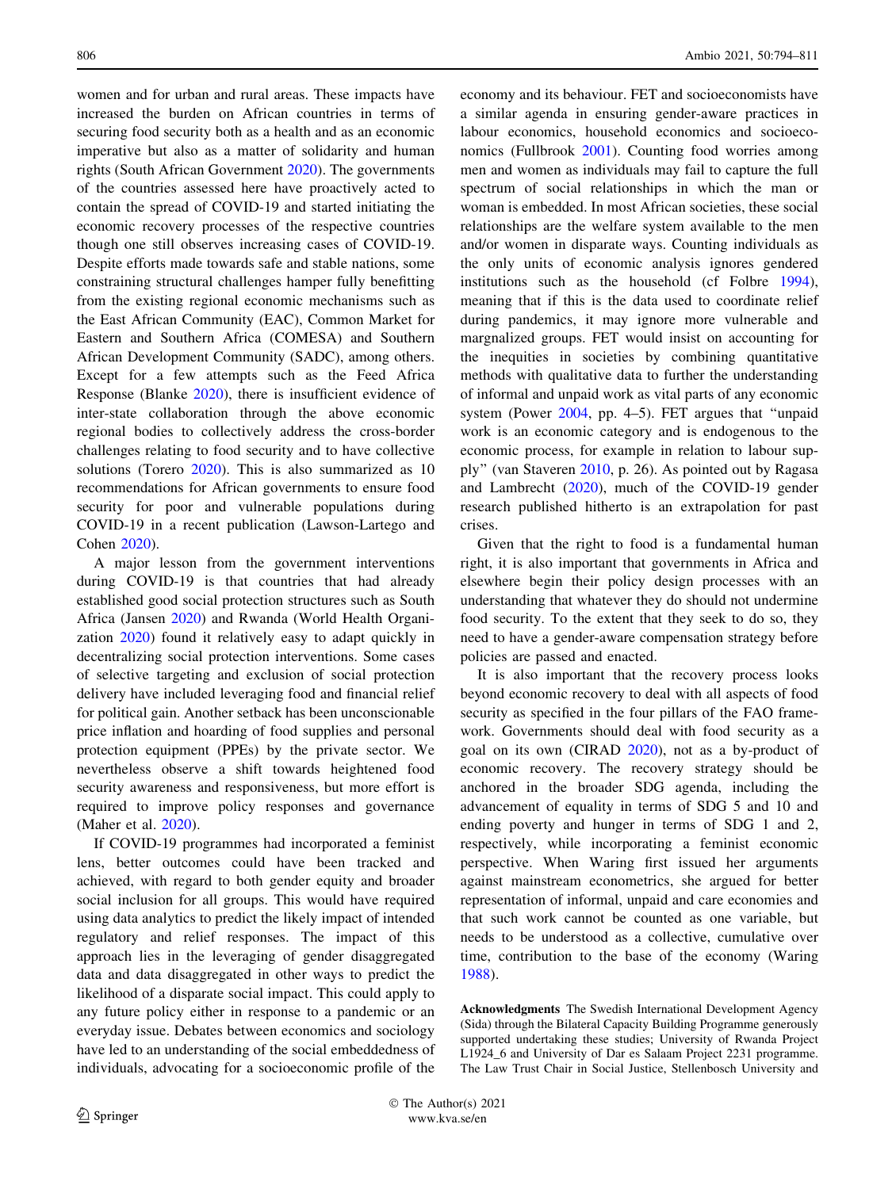women and for urban and rural areas. These impacts have increased the burden on African countries in terms of securing food security both as a health and as an economic imperative but also as a matter of solidarity and human rights (South African Government 2020). The governments of the countries assessed here have proactively acted to contain the spread of COVID-19 and started initiating the economic recovery processes of the respective countries though one still observes increasing cases of COVID-19. Despite efforts made towards safe and stable nations, some constraining structural challenges hamper fully benefitting from the existing regional economic mechanisms such as the East African Community (EAC), Common Market for Eastern and Southern Africa (COMESA) and Southern African Development Community (SADC), among others. Except for a few attempts such as the Feed Africa Response (Blanke 2020), there is insufficient evidence of inter-state collaboration through the above economic regional bodies to collectively address the cross-border challenges relating to food security and to have collective solutions (Torero 2020). This is also summarized as 10 recommendations for African governments to ensure food security for poor and vulnerable populations during COVID-19 in a recent publication (Lawson-Lartego and Cohen 2020).

A major lesson from the government interventions during COVID-19 is that countries that had already established good social protection structures such as South Africa (Jansen 2020) and Rwanda (World Health Organization 2020) found it relatively easy to adapt quickly in decentralizing social protection interventions. Some cases of selective targeting and exclusion of social protection delivery have included leveraging food and financial relief for political gain. Another setback has been unconscionable price inflation and hoarding of food supplies and personal protection equipment (PPEs) by the private sector. We nevertheless observe a shift towards heightened food security awareness and responsiveness, but more effort is required to improve policy responses and governance (Maher et al. 2020).

If COVID-19 programmes had incorporated a feminist lens, better outcomes could have been tracked and achieved, with regard to both gender equity and broader social inclusion for all groups. This would have required using data analytics to predict the likely impact of intended regulatory and relief responses. The impact of this approach lies in the leveraging of gender disaggregated data and data disaggregated in other ways to predict the likelihood of a disparate social impact. This could apply to any future policy either in response to a pandemic or an everyday issue. Debates between economics and sociology have led to an understanding of the social embeddedness of individuals, advocating for a socioeconomic profile of the economy and its behaviour. FET and socioeconomists have a similar agenda in ensuring gender-aware practices in labour economics, household economics and socioeconomics (Fullbrook 2001). Counting food worries among men and women as individuals may fail to capture the full spectrum of social relationships in which the man or woman is embedded. In most African societies, these social relationships are the welfare system available to the men and/or women in disparate ways. Counting individuals as the only units of economic analysis ignores gendered institutions such as the household (cf Folbre 1994), meaning that if this is the data used to coordinate relief during pandemics, it may ignore more vulnerable and margnalized groups. FET would insist on accounting for the inequities in societies by combining quantitative methods with qualitative data to further the understanding of informal and unpaid work as vital parts of any economic system (Power 2004, pp. 4–5). FET argues that "unpaid work is an economic category and is endogenous to the economic process, for example in relation to labour supply" (van Staveren 2010, p. 26). As pointed out by Ragasa and Lambrecht (2020), much of the COVID-19 gender research published hitherto is an extrapolation for past crises.

Given that the right to food is a fundamental human right, it is also important that governments in Africa and elsewhere begin their policy design processes with an understanding that whatever they do should not undermine food security. To the extent that they seek to do so, they need to have a gender-aware compensation strategy before policies are passed and enacted.

It is also important that the recovery process looks beyond economic recovery to deal with all aspects of food security as specified in the four pillars of the FAO framework. Governments should deal with food security as a goal on its own (CIRAD 2020), not as a by-product of economic recovery. The recovery strategy should be anchored in the broader SDG agenda, including the advancement of equality in terms of SDG 5 and 10 and ending poverty and hunger in terms of SDG 1 and 2, respectively, while incorporating a feminist economic perspective. When Waring first issued her arguments against mainstream econometrics, she argued for better representation of informal, unpaid and care economies and that such work cannot be counted as one variable, but needs to be understood as a collective, cumulative over time, contribution to the base of the economy (Waring 1988).

**Acknowledgments** The Swedish International Development Agency (Sida) through the Bilateral Capacity Building Programme generously supported undertaking these studies; University of Rwanda Project L1924_6 and University of Dar es Salaam Project 2231 programme. The Law Trust Chair in Social Justice, Stellenbosch University and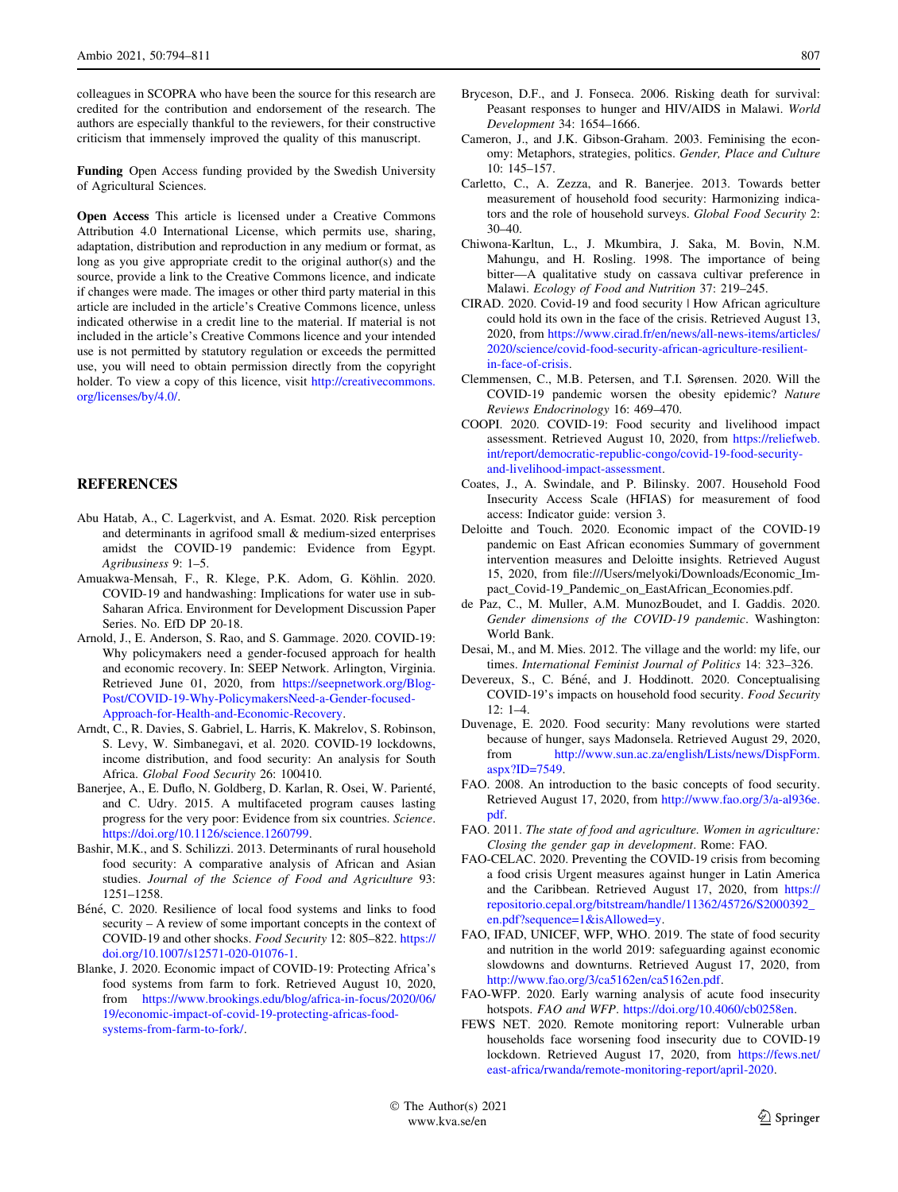colleagues in SCOPRA who have been the source for this research are credited for the contribution and endorsement of the research. The authors are especially thankful to the reviewers, for their constructive criticism that immensely improved the quality of this manuscript.

**Funding** Open Access funding provided by the Swedish University of Agricultural Sciences.

**Open Access** This article is licensed under a Creative Commons Attribution 4.0 International License, which permits use, sharing, adaptation, distribution and reproduction in any medium or format, as long as you give appropriate credit to the original author(s) and the source, provide a link to the Creative Commons licence, and indicate if changes were made. The images or other third party material in this article are included in the article's Creative Commons licence, unless indicated otherwise in a credit line to the material. If material is not included in the article's Creative Commons licence and your intended use is not permitted by statutory regulation or exceeds the permitted use, you will need to obtain permission directly from the copyright holder. To view a copy of this licence, visit http://creativecommons.org/licenses/by/4.0/.

## REFERENCES

Abu Hatab, A., C. Lagerkvist, and A. Esmat. 2020. Risk perception and determinants in agrifood small & medium-sized enterprises amidst the COVID-19 pandemic: Evidence from Egypt. *Agribusiness* 9: 1–5.

Amuakwa-Mensah, F., R. Klege, P.K. Adom, G. Köhlin. 2020. COVID-19 and handwashing: Implications for water use in sub-Saharan Africa. Environment for Development Discussion Paper Series. No. EfD DP 20-18.

Arnold, J., E. Anderson, S. Rao, and S. Gammage. 2020. COVID-19: Why policymakers need a gender-focused approach for health and economic recovery. In: SEEP Network. Arlington, Virginia. Retrieved June 01, 2020, from https://seepnetwork.org/Blog-Post/COVID-19-Why-PolicymakersNeed-a-Gender-focused-Approach-for-Health-and-Economic-Recovery.

Arndt, C., R. Davies, S. Gabriel, L. Harris, K. Makrelov, S. Robinson, S. Levy, W. Simbanegavi, et al. 2020. COVID-19 lockdowns, income distribution, and food security: An analysis for South Africa. *Global Food Security* 26: 100410.

Banerjee, A., E. Duflo, N. Goldberg, D. Karlan, R. Osei, W. Parienté, and C. Udry. 2015. A multifaceted program causes lasting progress for the very poor: Evidence from six countries. *Science*. https://doi.org/10.1126/science.1260799.

Bashir, M.K., and S. Schilizzi. 2013. Determinants of rural household food security: A comparative analysis of African and Asian studies. *Journal of the Science of Food and Agriculture* 93: 1251–1258.

Béné, C. 2020. Resilience of local food systems and links to food security – A review of some important concepts in the context of COVID-19 and other shocks. *Food Security* 12: 805–822. https://doi.org/10.1007/s12571-020-01076-1.

Blanke, J. 2020. Economic impact of COVID-19: Protecting Africa's food systems from farm to fork. Retrieved August 10, 2020, from https://www.brookings.edu/blog/africa-in-focus/2020/06/19/economic-impact-of-covid-19-protecting-africas-food-systems-from-farm-to-fork/.

Bryceson, D.F., and J. Fonseca. 2006. Risking death for survival: Peasant responses to hunger and HIV/AIDS in Malawi. *World Development* 34: 1654–1666.

Cameron, J., and J.K. Gibson-Graham. 2003. Feminising the economy: Metaphors, strategies, politics. *Gender, Place and Culture* 10: 145–157.

Carletto, C., A. Zezza, and R. Banerjee. 2013. Towards better measurement of household food security: Harmonizing indicators and the role of household surveys. *Global Food Security* 2: 30–40.

Chiwona-Karltun, L., J. Mkumbira, J. Saka, M. Bovin, N.M. Mahungu, and H. Rosling. 1998. The importance of being bitter—A qualitative study on cassava cultivar preference in Malawi. *Ecology of Food and Nutrition* 37: 219–245.

CIRAD. 2020. Covid-19 and food security | How African agriculture could hold its own in the face of the crisis. Retrieved August 13, 2020, from https://www.cirad.fr/en/news/all-news-items/articles/2020/science/covid-food-security-african-agriculture-resilient-in-face-of-crisis.

Clemmensen, C., M.B. Petersen, and T.I. Sørensen. 2020. Will the COVID-19 pandemic worsen the obesity epidemic? *Nature Reviews Endocrinology* 16: 469–470.

COOPI. 2020. COVID-19: Food security and livelihood impact assessment. Retrieved August 10, 2020, from https://reliefweb.int/report/democratic-republic-congo/covid-19-food-security-and-livelihood-impact-assessment.

Coates, J., A. Swindale, and P. Bilinsky. 2007. Household Food Insecurity Access Scale (HFIAS) for measurement of food access: Indicator guide: version 3.

Deloitte and Touch. 2020. Economic impact of the COVID-19 pandemic on East African economies Summary of government intervention measures and Deloitte insights. Retrieved August 15, 2020, from file:///Users/melyoki/Downloads/Economic_Impact_Covid-19_Pandemic_on_EastAfrican_Economies.pdf.

de Paz, C., M. Muller, A.M. MunozBoudet, and I. Gaddis. 2020. *Gender dimensions of the COVID-19 pandemic*. Washington: World Bank.

Desai, M., and M. Mies. 2012. The village and the world: my life, our times. *International Feminist Journal of Politics* 14: 323–326.

Devereux, S., C. Béné, and J. Hoddinott. 2020. Conceptualising COVID-19's impacts on household food security. *Food Security* 12: 1–4.

Duvenage, E. 2020. Food security: Many revolutions were started because of hunger, says Madonsela. Retrieved August 29, 2020, from http://www.sun.ac.za/english/Lists/news/DispForm.aspx?ID=7549.

FAO. 2008. An introduction to the basic concepts of food security. Retrieved August 17, 2020, from http://www.fao.org/3/a-al936e.pdf.

FAO. 2011. *The state of food and agriculture. Women in agriculture: Closing the gender gap in development*. Rome: FAO.

FAO-CELAC. 2020. Preventing the COVID-19 crisis from becoming a food crisis Urgent measures against hunger in Latin America and the Caribbean. Retrieved August 17, 2020, from https://repositorio.cepal.org/bitstream/handle/11362/45726/S2000392_en.pdf?sequence=1&isAllowed=y.

FAO, IFAD, UNICEF, WFP, WHO. 2019. The state of food security and nutrition in the world 2019: safeguarding against economic slowdowns and downturns. Retrieved August 17, 2020, from http://www.fao.org/3/ca5162en/ca5162en.pdf.

FAO-WFP. 2020. Early warning analysis of acute food insecurity hotspots. *FAO and WFP*. https://doi.org/10.4060/cb0258en.

FEWS NET. 2020. Remote monitoring report: Vulnerable urban households face worsening food insecurity due to COVID-19 lockdown. Retrieved August 17, 2020, from https://fews.net/east-africa/rwanda/remote-monitoring-report/april-2020.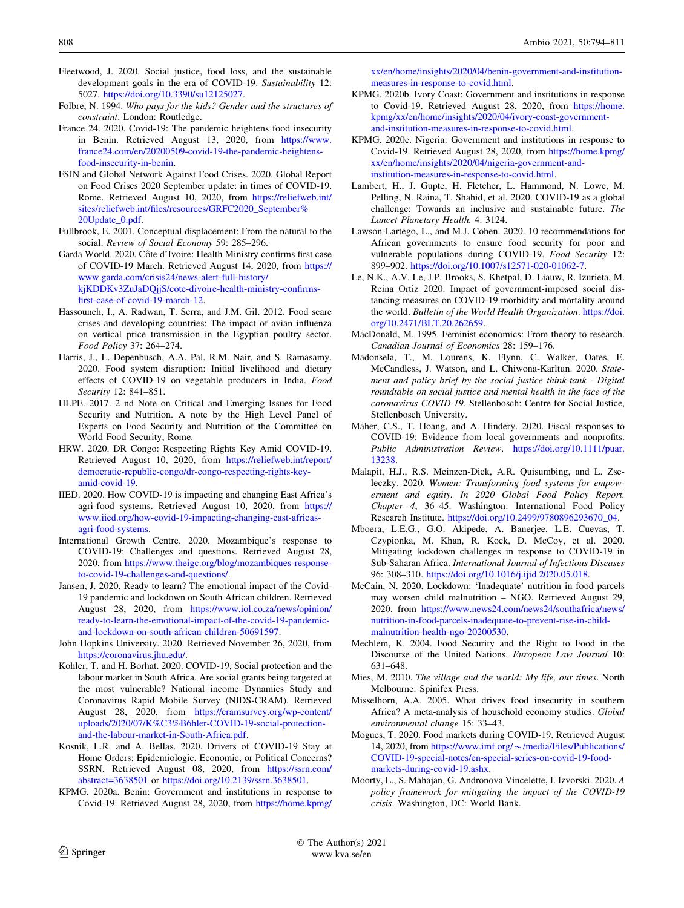Fleetwood, J. 2020. Social justice, food loss, and the sustainable development goals in the era of COVID-19. *Sustainability* 12: 5027. https://doi.org/10.3390/su12125027.

Folbre, N. 1994. *Who pays for the kids? Gender and the structures of constraint*. London: Routledge.

France 24. 2020. Covid-19: The pandemic heightens food insecurity in Benin. Retrieved August 13, 2020, from https://www.france24.com/en/20200509-covid-19-the-pandemic-heightens-food-insecurity-in-benin.

FSIN and Global Network Against Food Crises. 2020. Global Report on Food Crises 2020 September update: in times of COVID-19. Rome. Retrieved August 10, 2020, from https://reliefweb.int/sites/reliefweb.int/files/resources/GRFC2020_September%20Update_0.pdf.

Fullbrook, E. 2001. Conceptual displacement: From the natural to the social. *Review of Social Economy* 59: 285–296.

Garda World. 2020. Côte d'Ivoire: Health Ministry confirms first case of COVID-19 March. Retrieved August 14, 2020, from https://www.garda.com/crisis24/news-alert-full-history/kjKDDKv3ZuJaDQjjS/cote-divoire-health-ministry-confirms-first-case-of-covid-19-march-12.

Hassouneh, I., A. Radwan, T. Serra, and J.M. Gil. 2012. Food scare crises and developing countries: The impact of avian influenza on vertical price transmission in the Egyptian poultry sector. *Food Policy* 37: 264–274.

Harris, J., L. Depenbusch, A.A. Pal, R.M. Nair, and S. Ramasamy. 2020. Food system disruption: Initial livelihood and dietary effects of COVID-19 on vegetable producers in India. *Food Security* 12: 841–851.

HLPE. 2017. 2 nd Note on Critical and Emerging Issues for Food Security and Nutrition. A note by the High Level Panel of Experts on Food Security and Nutrition of the Committee on World Food Security, Rome.

HRW. 2020. DR Congo: Respecting Rights Key Amid COVID-19. Retrieved August 10, 2020, from https://reliefweb.int/report/democratic-republic-congo/dr-congo-respecting-rights-key-amid-covid-19.

IIED. 2020. How COVID-19 is impacting and changing East Africa's agri-food systems. Retrieved August 10, 2020, from https://www.iied.org/how-covid-19-impacting-changing-east-africas-agri-food-systems.

International Growth Centre. 2020. Mozambique's response to COVID-19: Challenges and questions. Retrieved August 28, 2020, from https://www.theigc.org/blog/mozambiques-response-to-covid-19-challenges-and-questions/.

Jansen, J. 2020. Ready to learn? The emotional impact of the Covid-19 pandemic and lockdown on South African children. Retrieved August 28, 2020, from https://www.iol.co.za/news/opinion/ready-to-learn-the-emotional-impact-of-the-covid-19-pandemic-and-lockdown-on-south-african-children-50691597.

John Hopkins University. 2020. Retrieved November 26, 2020, from https://coronavirus.jhu.edu/.

Kohler, T. and H. Borhat. 2020. COVID-19, Social protection and the labour market in South Africa. Are social grants being targeted at the most vulnerable? National income Dynamics Study and Coronavirus Rapid Mobile Survey (NIDS-CRAM). Retrieved August 28, 2020, from https://cramsurvey.org/wp-content/uploads/2020/07/K%C3%B6hler-COVID-19-social-protection-and-the-labour-market-in-South-Africa.pdf.

Kosnik, L.R. and A. Bellas. 2020. Drivers of COVID-19 Stay at Home Orders: Epidemiologic, Economic, or Political Concerns? SSRN. Retrieved August 08, 2020, from https://ssrn.com/abstract=3638501 or https://doi.org/10.2139/ssrn.3638501.

KPMG. 2020a. Benin: Government and institutions in response to Covid-19. Retrieved August 28, 2020, from https://home.kpmg/xx/en/home/insights/2020/04/benin-government-and-institution-measures-in-response-to-covid.html.

KPMG. 2020b. Ivory Coast: Government and institutions in response to Covid-19. Retrieved August 28, 2020, from https://home.kpmg/xx/en/home/insights/2020/04/ivory-coast-government-and-institution-measures-in-response-to-covid.html.

KPMG. 2020c. Nigeria: Government and institutions in response to Covid-19. Retrieved August 28, 2020, from https://home.kpmg/xx/en/home/insights/2020/04/nigeria-government-and-institution-measures-in-response-to-covid.html.

Lambert, H., J. Gupte, H. Fletcher, L. Hammond, N. Lowe, M. Pelling, N. Raina, T. Shahid, et al. 2020. COVID-19 as a global challenge: Towards an inclusive and sustainable future. *The Lancet Planetary Health.* 4: 3124.

Lawson-Lartego, L., and M.J. Cohen. 2020. 10 recommendations for African governments to ensure food security for poor and vulnerable populations during COVID-19. *Food Security* 12: 899–902. https://doi.org/10.1007/s12571-020-01062-7.

Le, N.K., A.V. Le, J.P. Brooks, S. Khetpal, D. Liauw, R. Izurieta, M. Reina Ortiz 2020. Impact of government-imposed social distancing measures on COVID-19 morbidity and mortality around the world. *Bulletin of the World Health Organization*. https://doi.org/10.2471/BLT.20.262659.

MacDonald, M. 1995. Feminist economics: From theory to research. *Canadian Journal of Economics* 28: 159–176.

Madonsela, T., M. Lourens, K. Flynn, C. Walker, Oates, E. McCandless, J. Watson, and L. Chiwona-Karltun. 2020. *Statement and policy brief by the social justice think-tank - Digital roundtable on social justice and mental health in the face of the coronavirus COVID-19*. Stellenbosch: Centre for Social Justice, Stellenbosch University.

Maher, C.S., T. Hoang, and A. Hindery. 2020. Fiscal responses to COVID-19: Evidence from local governments and nonprofits. *Public Administration Review*. https://doi.org/10.1111/puar.13238.

Malapit, H.J., R.S. Meinzen-Dick, A.R. Quisumbing, and L. Zseleczky. 2020. *Women: Transforming food systems for empowerment and equity. In 2020 Global Food Policy Report. Chapter 4*, 36–45. Washington: International Food Policy Research Institute. https://doi.org/10.2499/9780896293670_04.

Mboera, L.E.G., G.O. Akipede, A. Banerjee, L.E. Cuevas, T. Czypionka, M. Khan, R. Kock, D. McCoy, et al. 2020. Mitigating lockdown challenges in response to COVID-19 in Sub-Saharan Africa. *International Journal of Infectious Diseases* 96: 308–310. https://doi.org/10.1016/j.ijid.2020.05.018.

McCain, N. 2020. Lockdown: 'Inadequate' nutrition in food parcels may worsen child malnutrition – NGO. Retrieved August 29, 2020, from https://www.news24.com/news24/southafrica/news/nutrition-in-food-parcels-inadequate-to-prevent-rise-in-child-malnutrition-health-ngo-20200530.

Mechlem, K. 2004. Food Security and the Right to Food in the Discourse of the United Nations. *European Law Journal* 10: 631–648.

Mies, M. 2010. *The village and the world: My life, our times*. North Melbourne: Spinifex Press.

Misselhorn, A.A. 2005. What drives food insecurity in southern Africa? A meta-analysis of household economy studies. *Global environmental change* 15: 33–43.

Mogues, T. 2020. Food markets during COVID-19. Retrieved August 14, 2020, from https://www.imf.org/~/media/Files/Publications/COVID-19-special-notes/en-special-series-on-covid-19-food-markets-during-covid-19.ashx.

Moorty, L., S. Mahajan, G. Andronova Vincelette, I. Izvorski. 2020. *A policy framework for mitigating the impact of the COVID-19 crisis*. Washington, DC: World Bank.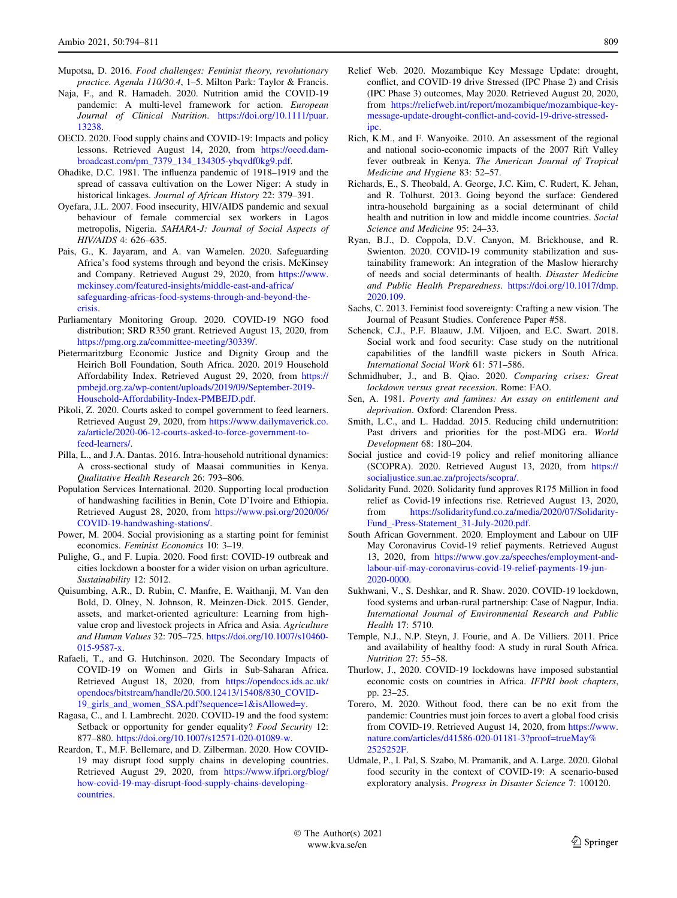Mupotsa, D. 2016. *Food challenges: Feminist theory, revolutionary practice. Agenda 110/30.4*, 1–5. Milton Park: Taylor & Francis.

Naja, F., and R. Hamadeh. 2020. Nutrition amid the COVID-19 pandemic: A multi-level framework for action. *European Journal of Clinical Nutrition*. https://doi.org/10.1111/puar.13238.

OECD. 2020. Food supply chains and COVID-19: Impacts and policy lessons. Retrieved August 14, 2020, from https://oecd.dam-broadcast.com/pm_7379_134_134305-ybqvdf0kg9.pdf.

Ohadike, D.C. 1981. The influenza pandemic of 1918–1919 and the spread of cassava cultivation on the Lower Niger: A study in historical linkages. *Journal of African History* 22: 379–391.

Oyefara, J.L. 2007. Food insecurity, HIV/AIDS pandemic and sexual behaviour of female commercial sex workers in Lagos metropolis, Nigeria. *SAHARA-J: Journal of Social Aspects of HIV/AIDS* 4: 626–635.

Pais, G., K. Jayaram, and A. van Wamelen. 2020. Safeguarding Africa's food systems through and beyond the crisis. McKinsey and Company. Retrieved August 29, 2020, from https://www.mckinsey.com/featured-insights/middle-east-and-africa/safeguarding-africas-food-systems-through-and-beyond-the-crisis.

Parliamentary Monitoring Group. 2020. COVID-19 NGO food distribution; SRD R350 grant. Retrieved August 13, 2020, from https://pmg.org.za/committee-meeting/30339/.

Pietermaritzburg Economic Justice and Dignity Group and the Heirich Boll Foundation, South Africa. 2020. 2019 Household Affordability Index. Retrieved August 29, 2020, from https://pmbejd.org.za/wp-content/uploads/2019/09/September-2019-Household-Affordability-Index-PMBEJD.pdf.

Pikoli, Z. 2020. Courts asked to compel government to feed learners. Retrieved August 29, 2020, from https://www.dailymaverick.co.za/article/2020-06-12-courts-asked-to-force-government-to-feed-learners/.

Pilla, L., and J.A. Dantas. 2016. Intra-household nutritional dynamics: A cross-sectional study of Maasai communities in Kenya. *Qualitative Health Research* 26: 793–806.

Population Services International. 2020. Supporting local production of handwashing facilities in Benin, Cote D'Ivoire and Ethiopia. Retrieved August 28, 2020, from https://www.psi.org/2020/06/COVID-19-handwashing-stations/.

Power, M. 2004. Social provisioning as a starting point for feminist economics. *Feminist Economics* 10: 3–19.

Pulighe, G., and F. Lupia. 2020. Food first: COVID-19 outbreak and cities lockdown a booster for a wider vision on urban agriculture. *Sustainability* 12: 5012.

Quisumbing, A.R., D. Rubin, C. Manfre, E. Waithanji, M. Van den Bold, D. Olney, N. Johnson, R. Meinzen-Dick. 2015. Gender, assets, and market-oriented agriculture: Learning from high-value crop and livestock projects in Africa and Asia. *Agriculture and Human Values* 32: 705–725. https://doi.org/10.1007/s10460-015-9587-x.

Rafaeli, T., and G. Hutchinson. 2020. The Secondary Impacts of COVID-19 on Women and Girls in Sub-Saharan Africa. Retrieved August 18, 2020, from https://opendocs.ids.ac.uk/opendocs/bitstream/handle/20.500.12413/15408/830_COVID-19_girls_and_women_SSA.pdf?sequence=1&isAllowed=y.

Ragasa, C., and I. Lambrecht. 2020. COVID-19 and the food system: Setback or opportunity for gender equality? *Food Security* 12: 877–880. https://doi.org/10.1007/s12571-020-01089-w.

Reardon, T., M.F. Bellemare, and D. Zilberman. 2020. How COVID-19 may disrupt food supply chains in developing countries. Retrieved August 29, 2020, from https://www.ifpri.org/blog/how-covid-19-may-disrupt-food-supply-chains-developing-countries.

Relief Web. 2020. Mozambique Key Message Update: drought, conflict, and COVID-19 drive Stressed (IPC Phase 2) and Crisis (IPC Phase 3) outcomes, May 2020. Retrieved August 20, 2020, from https://reliefweb.int/report/mozambique/mozambique-key-message-update-drought-conflict-and-covid-19-drive-stressed-ipc.

Rich, K.M., and F. Wanyoike. 2010. An assessment of the regional and national socio-economic impacts of the 2007 Rift Valley fever outbreak in Kenya. *The American Journal of Tropical Medicine and Hygiene* 83: 52–57.

Richards, E., S. Theobald, A. George, J.C. Kim, C. Rudert, K. Jehan, and R. Tolhurst. 2013. Going beyond the surface: Gendered intra-household bargaining as a social determinant of child health and nutrition in low and middle income countries. *Social Science and Medicine* 95: 24–33.

Ryan, B.J., D. Coppola, D.V. Canyon, M. Brickhouse, and R. Swienton. 2020. COVID-19 community stabilization and sustainability framework: An integration of the Maslow hierarchy of needs and social determinants of health. *Disaster Medicine and Public Health Preparedness*. https://doi.org/10.1017/dmp.2020.109.

Sachs, C. 2013. Feminist food sovereignty: Crafting a new vision. The Journal of Peasant Studies. Conference Paper #58.

Schenck, C.J., P.F. Blaauw, J.M. Viljoen, and E.C. Swart. 2018. Social work and food security: Case study on the nutritional capabilities of the landfill waste pickers in South Africa. *International Social Work* 61: 571–586.

Schmidhuber, J., and B. Qiao. 2020. *Comparing crises: Great lockdown versus great recession*. Rome: FAO.

Sen, A. 1981. *Poverty and famines: An essay on entitlement and deprivation*. Oxford: Clarendon Press.

Smith, L.C., and L. Haddad. 2015. Reducing child undernutrition: Past drivers and priorities for the post-MDG era. *World Development* 68: 180–204.

Social justice and covid-19 policy and relief monitoring alliance (SCOPRA). 2020. Retrieved August 13, 2020, from https://socialjustice.sun.ac.za/projects/scopra/.

Solidarity Fund. 2020. Solidarity fund approves R175 Million in food relief as Covid-19 infections rise. Retrieved August 13, 2020, from https://solidarityfund.co.za/media/2020/07/Solidarity-Fund_-Press-Statement_31-July-2020.pdf.

South African Government. 2020. Employment and Labour on UIF May Coronavirus Covid-19 relief payments. Retrieved August 13, 2020, from https://www.gov.za/speeches/employment-and-labour-uif-may-coronavirus-covid-19-relief-payments-19-jun-2020-0000.

Sukhwani, V., S. Deshkar, and R. Shaw. 2020. COVID-19 lockdown, food systems and urban-rural partnership: Case of Nagpur, India. *International Journal of Environmental Research and Public Health* 17: 5710.

Temple, N.J., N.P. Steyn, J. Fourie, and A. De Villiers. 2011. Price and availability of healthy food: A study in rural South Africa. *Nutrition* 27: 55–58.

Thurlow, J., 2020. COVID-19 lockdowns have imposed substantial economic costs on countries in Africa. *IFPRI book chapters*, pp. 23–25.

Torero, M. 2020. Without food, there can be no exit from the pandemic: Countries must join forces to avert a global food crisis from COVID-19. Retrieved August 14, 2020, from https://www.nature.com/articles/d41586-020-01181-3?proof=trueMay%2525252F.

Udmale, P., I. Pal, S. Szabo, M. Pramanik, and A. Large. 2020. Global food security in the context of COVID-19: A scenario-based exploratory analysis. *Progress in Disaster Science* 7: 100120.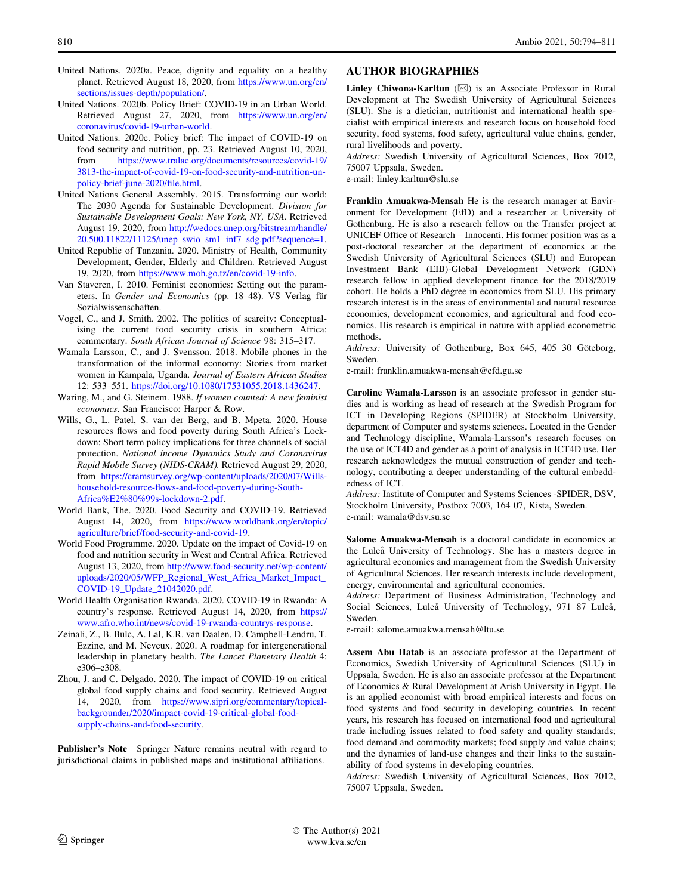United Nations. 2020a. Peace, dignity and equality on a healthy planet. Retrieved August 18, 2020, from https://www.un.org/en/sections/issues-depth/population/.

United Nations. 2020b. Policy Brief: COVID-19 in an Urban World. Retrieved August 27, 2020, from https://www.un.org/en/coronavirus/covid-19-urban-world.

United Nations. 2020c. Policy brief: The impact of COVID-19 on food security and nutrition, pp. 23. Retrieved August 10, 2020, from https://www.tralac.org/documents/resources/covid-19/3813-the-impact-of-covid-19-on-food-security-and-nutrition-un-policy-brief-june-2020/file.html.

United Nations General Assembly. 2015. Transforming our world: The 2030 Agenda for Sustainable Development. *Division for Sustainable Development Goals: New York, NY, USA*. Retrieved August 19, 2020, from http://wedocs.unep.org/bitstream/handle/20.500.11822/11125/unep_swio_sm1_inf7_sdg.pdf?sequence=1.

United Republic of Tanzania. 2020. Ministry of Health, Community Development, Gender, Elderly and Children. Retrieved August 19, 2020, from https://www.moh.go.tz/en/covid-19-info.

Van Staveren, I. 2010. Feminist economics: Setting out the parameters. In *Gender and Economics* (pp. 18–48). VS Verlag für Sozialwissenschaften.

Vogel, C., and J. Smith. 2002. The politics of scarcity: Conceptualising the current food security crisis in southern Africa: commentary. *South African Journal of Science* 98: 315–317.

Wamala Larsson, C., and J. Svensson. 2018. Mobile phones in the transformation of the informal economy: Stories from market women in Kampala, Uganda. *Journal of Eastern African Studies* 12: 533–551. https://doi.org/10.1080/17531055.2018.1436247.

Waring, M., and G. Steinem. 1988. *If women counted: A new feminist economics*. San Francisco: Harper & Row.

Wills, G., L. Patel, S. van der Berg, and B. Mpeta. 2020. House resources flows and food poverty during South Africa's Lockdown: Short term policy implications for three channels of social protection. *National income Dynamics Study and Coronavirus Rapid Mobile Survey (NIDS-CRAM)*. Retrieved August 29, 2020, from https://cramsurvey.org/wp-content/uploads/2020/07/Wills-household-resource-flows-and-food-poverty-during-South-Africa%E2%80%99s-lockdown-2.pdf.

World Bank, The. 2020. Food Security and COVID-19. Retrieved August 14, 2020, from https://www.worldbank.org/en/topic/agriculture/brief/food-security-and-covid-19.

World Food Programme. 2020. Update on the impact of Covid-19 on food and nutrition security in West and Central Africa. Retrieved August 13, 2020, from http://www.food-security.net/wp-content/uploads/2020/05/WFP_Regional_West_Africa_Market_Impact_COVID-19_Update_21042020.pdf.

World Health Organisation Rwanda. 2020. COVID-19 in Rwanda: A country's response. Retrieved August 14, 2020, from https://www.afro.who.int/news/covid-19-rwanda-countrys-response.

Zeinali, Z., B. Bulc, A. Lal, K.R. van Daalen, D. Campbell-Lendru, T. Ezzine, and M. Neveux. 2020. A roadmap for intergenerational leadership in planetary health. *The Lancet Planetary Health* 4: e306–e308.

Zhou, J. and C. Delgado. 2020. The impact of COVID-19 on critical global food supply chains and food security. Retrieved August 14, 2020, from https://www.sipri.org/commentary/topical-backgrounder/2020/impact-covid-19-critical-global-food-supply-chains-and-food-security.

**Publisher's Note** Springer Nature remains neutral with regard to jurisdictional claims in published maps and institutional affiliations.

## AUTHOR BIOGRAPHIES

**Linley Chiwona-Karltun** (✉) is an Associate Professor in Rural Development at The Swedish University of Agricultural Sciences (SLU). She is a dietician, nutritionist and international health specialist with empirical interests and research focus on household food security, food systems, food safety, agricultural value chains, gender, rural livelihoods and poverty.
*Address:* Swedish University of Agricultural Sciences, Box 7012, 75007 Uppsala, Sweden.
e-mail: linley.karltun@slu.se

**Franklin Amuakwa-Mensah** He is the research manager at Environment for Development (EfD) and a researcher at University of Gothenburg. He is also a research fellow on the Transfer project at UNICEF Office of Research – Innocenti. His former position was as a post-doctoral researcher at the department of economics at the Swedish University of Agricultural Sciences (SLU) and European Investment Bank (EIB)-Global Development Network (GDN) research fellow in applied development finance for the 2018/2019 cohort. He holds a PhD degree in economics from SLU. His primary research interest is in the areas of environmental and natural resource economics, development economics, and agricultural and food economics. His research is empirical in nature with applied econometric methods.
*Address:* University of Gothenburg, Box 645, 405 30 Göteborg, Sweden.
e-mail: franklin.amuakwa-mensah@efd.gu.se

**Caroline Wamala-Larsson** is an associate professor in gender studies and is working as head of research at the Swedish Program for ICT in Developing Regions (SPIDER) at Stockholm University, department of Computer and systems sciences. Located in the Gender and Technology discipline, Wamala-Larsson's research focuses on the use of ICT4D and gender as a point of analysis in ICT4D use. Her research acknowledges the mutual construction of gender and technology, contributing a deeper understanding of the cultural embeddedness of ICT.
*Address:* Institute of Computer and Systems Sciences -SPIDER, DSV, Stockholm University, Postbox 7003, 164 07, Kista, Sweden.
e-mail: wamala@dsv.su.se

**Salome Amuakwa-Mensah** is a doctoral candidate in economics at the Luleå University of Technology. She has a masters degree in agricultural economics and management from the Swedish University of Agricultural Sciences. Her research interests include development, energy, environmental and agricultural economics.
*Address:* Department of Business Administration, Technology and Social Sciences, Luleå University of Technology, 971 87 Luleå, Sweden.
e-mail: salome.amuakwa.mensah@ltu.se

**Assem Abu Hatab** is an associate professor at the Department of Economics, Swedish University of Agricultural Sciences (SLU) in Uppsala, Sweden. He is also an associate professor at the Department of Economics & Rural Development at Arish University in Egypt. He is an applied economist with broad empirical interests and focus on food systems and food security in developing countries. In recent years, his research has focused on international food and agricultural trade including issues related to food safety and quality standards; food demand and commodity markets; food supply and value chains; and the dynamics of land-use changes and their links to the sustainability of food systems in developing countries.
*Address:* Swedish University of Agricultural Sciences, Box 7012, 75007 Uppsala, Sweden.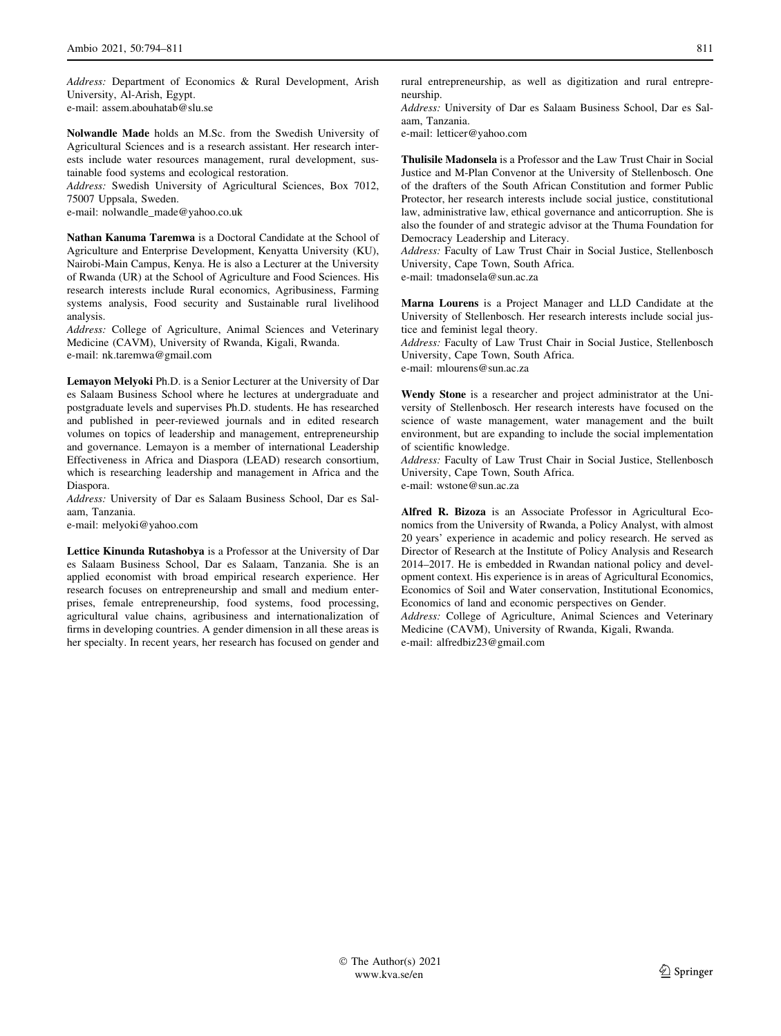*Address:* Department of Economics & Rural Development, Arish University, Al-Arish, Egypt.
e-mail: assem.abouhatab@slu.se

**Nolwandle Made** holds an M.Sc. from the Swedish University of Agricultural Sciences and is a research assistant. Her research interests include water resources management, rural development, sustainable food systems and ecological restoration.
*Address:* Swedish University of Agricultural Sciences, Box 7012, 75007 Uppsala, Sweden.
e-mail: nolwandle_made@yahoo.co.uk

**Nathan Kanuma Taremwa** is a Doctoral Candidate at the School of Agriculture and Enterprise Development, Kenyatta University (KU), Nairobi-Main Campus, Kenya. He is also a Lecturer at the University of Rwanda (UR) at the School of Agriculture and Food Sciences. His research interests include Rural economics, Agribusiness, Farming systems analysis, Food security and Sustainable rural livelihood analysis.
*Address:* College of Agriculture, Animal Sciences and Veterinary Medicine (CAVM), University of Rwanda, Kigali, Rwanda.
e-mail: nk.taremwa@gmail.com

**Lemayon Melyoki** Ph.D. is a Senior Lecturer at the University of Dar es Salaam Business School where he lectures at undergraduate and postgraduate levels and supervises Ph.D. students. He has researched and published in peer-reviewed journals and in edited research volumes on topics of leadership and management, entrepreneurship and governance. Lemayon is a member of international Leadership Effectiveness in Africa and Diaspora (LEAD) research consortium, which is researching leadership and management in Africa and the Diaspora.
*Address:* University of Dar es Salaam Business School, Dar es Salaam, Tanzania.
e-mail: melyoki@yahoo.com

**Lettice Kinunda Rutashobya** is a Professor at the University of Dar es Salaam Business School, Dar es Salaam, Tanzania. She is an applied economist with broad empirical research experience. Her research focuses on entrepreneurship and small and medium enterprises, female entrepreneurship, food systems, food processing, agricultural value chains, agribusiness and internationalization of firms in developing countries. A gender dimension in all these areas is her specialty. In recent years, her research has focused on gender and rural entrepreneurship, as well as digitization and rural entrepreneurship.
*Address:* University of Dar es Salaam Business School, Dar es Salaam, Tanzania.
e-mail: letticer@yahoo.com

**Thulisile Madonsela** is a Professor and the Law Trust Chair in Social Justice and M-Plan Convenor at the University of Stellenbosch. One of the drafters of the South African Constitution and former Public Protector, her research interests include social justice, constitutional law, administrative law, ethical governance and anticorruption. She is also the founder of and strategic advisor at the Thuma Foundation for Democracy Leadership and Literacy.
*Address:* Faculty of Law Trust Chair in Social Justice, Stellenbosch University, Cape Town, South Africa.
e-mail: tmadonsela@sun.ac.za

**Marna Lourens** is a Project Manager and LLD Candidate at the University of Stellenbosch. Her research interests include social justice and feminist legal theory.
*Address:* Faculty of Law Trust Chair in Social Justice, Stellenbosch University, Cape Town, South Africa.
e-mail: mlourens@sun.ac.za

**Wendy Stone** is a researcher and project administrator at the University of Stellenbosch. Her research interests have focused on the science of waste management, water management and the built environment, but are expanding to include the social implementation of scientific knowledge.
*Address:* Faculty of Law Trust Chair in Social Justice, Stellenbosch University, Cape Town, South Africa.
e-mail: wstone@sun.ac.za

**Alfred R. Bizoza** is an Associate Professor in Agricultural Economics from the University of Rwanda, a Policy Analyst, with almost 20 years' experience in academic and policy research. He served as Director of Research at the Institute of Policy Analysis and Research 2014–2017. He is embedded in Rwandan national policy and development context. His experience is in areas of Agricultural Economics, Economics of Soil and Water conservation, Institutional Economics, Economics of land and economic perspectives on Gender.
*Address:* College of Agriculture, Animal Sciences and Veterinary Medicine (CAVM), University of Rwanda, Kigali, Rwanda.
e-mail: alfredbiz23@gmail.com